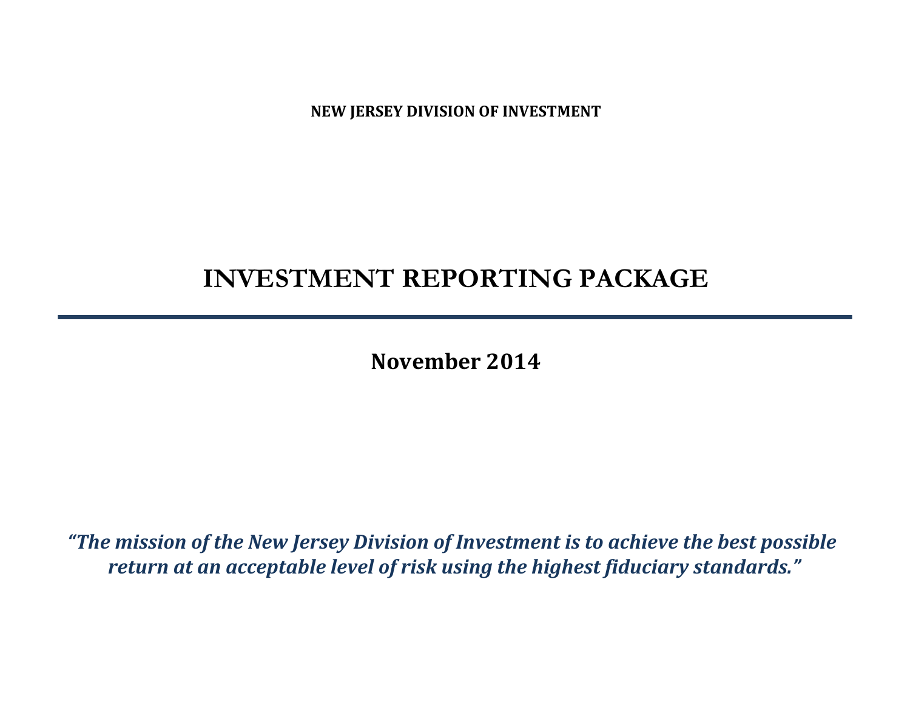**NEW JERSEY DIVISION OF INVESTMENT**

# INVESTMENT REPORTING PACKAGE

---

**November 2014**

***"The mission of the New Jersey Division of Investment is to achieve the best possible return at an acceptable level of risk using the highest fiduciary standards."***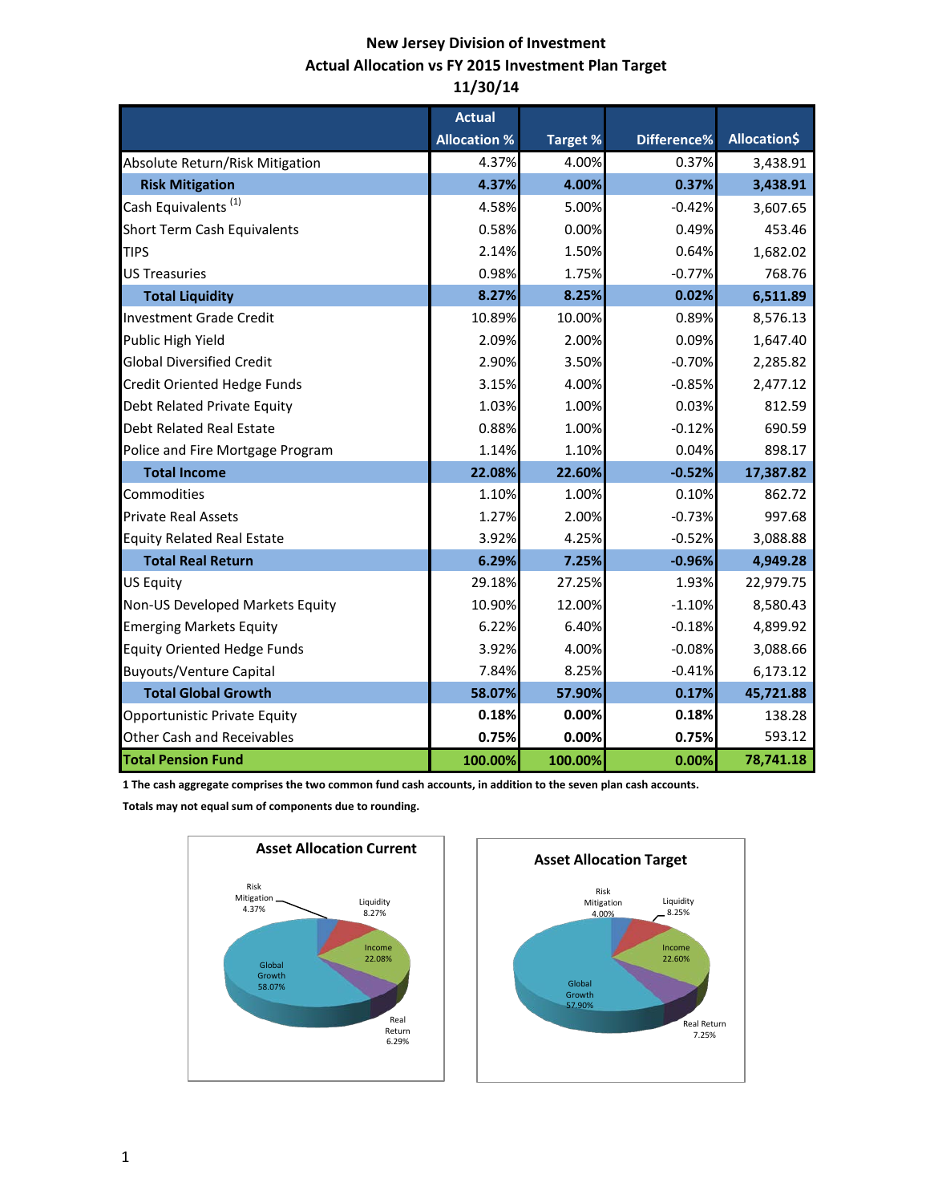# New Jersey Division of Investment
## Actual Allocation vs FY 2015 Investment Plan Target
### 11/30/14

| | Actual Allocation % | Target % | Difference% | Allocation$ |
|---|---|---|---|---|
| Absolute Return/Risk Mitigation | 4.37% | 4.00% | 0.37% | 3,438.91 |
| **Risk Mitigation** | **4.37%** | **4.00%** | **0.37%** | **3,438.91** |
| Cash Equivalents [1] | 4.58% | 5.00% | -0.42% | 3,607.65 |
| Short Term Cash Equivalents | 0.58% | 0.00% | 0.49% | 453.46 |
| TIPS | 2.14% | 1.50% | 0.64% | 1,682.02 |
| US Treasuries | 0.98% | 1.75% | -0.77% | 768.76 |
| **Total Liquidity** | **8.27%** | **8.25%** | **0.02%** | **6,511.89** |
| Investment Grade Credit | 10.89% | 10.00% | 0.89% | 8,576.13 |
| Public High Yield | 2.09% | 2.00% | 0.09% | 1,647.40 |
| Global Diversified Credit | 2.90% | 3.50% | -0.70% | 2,285.82 |
| Credit Oriented Hedge Funds | 3.15% | 4.00% | -0.85% | 2,477.12 |
| Debt Related Private Equity | 1.03% | 1.00% | 0.03% | 812.59 |
| Debt Related Real Estate | 0.88% | 1.00% | -0.12% | 690.59 |
| Police and Fire Mortgage Program | 1.14% | 1.10% | 0.04% | 898.17 |
| **Total Income** | **22.08%** | **22.60%** | **-0.52%** | **17,387.82** |
| Commodities | 1.10% | 1.00% | 0.10% | 862.72 |
| Private Real Assets | 1.27% | 2.00% | -0.73% | 997.68 |
| Equity Related Real Estate | 3.92% | 4.25% | -0.52% | 3,088.88 |
| **Total Real Return** | **6.29%** | **7.25%** | **-0.96%** | **4,949.28** |
| US Equity | 29.18% | 27.25% | 1.93% | 22,979.75 |
| Non-US Developed Markets Equity | 10.90% | 12.00% | -1.10% | 8,580.43 |
| Emerging Markets Equity | 6.22% | 6.40% | -0.18% | 4,899.92 |
| Equity Oriented Hedge Funds | 3.92% | 4.00% | -0.08% | 3,088.66 |
| Buyouts/Venture Capital | 7.84% | 8.25% | -0.41% | 6,173.12 |
| **Total Global Growth** | **58.07%** | **57.90%** | **0.17%** | **45,721.88** |
| Opportunistic Private Equity | **0.18%** | **0.00%** | **0.18%** | 138.28 |
| Other Cash and Receivables | **0.75%** | **0.00%** | **0.75%** | 593.12 |
| **Total Pension Fund** | **100.00%** | **100.00%** | **0.00%** | **78,741.18** |

**1 The cash aggregate comprises the two common fund cash accounts, in addition to the seven plan cash accounts.**

**Totals may not equal sum of components due to rounding.**

**Asset Allocation Current**

Risk Mitigation 4.37%, Liquidity 8.27%, Income 22.08%, Real Return 6.29%, Global Growth 58.07%

**Asset Allocation Target**

Risk Mitigation 4.00%, Liquidity 8.25%, Income 22.60%, Real Return 7.25%, Global Growth 57.90%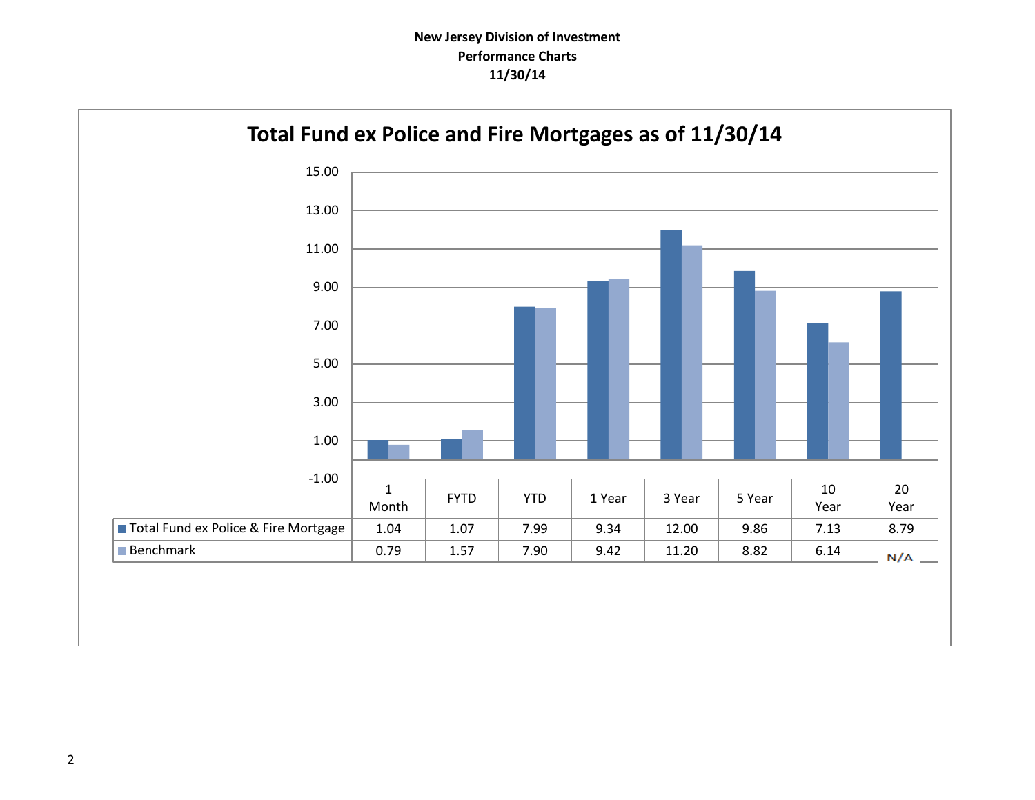**New Jersey Division of Investment**
**Performance Charts**
**11/30/14**

## Total Fund ex Police and Fire Mortgages as of 11/30/14

| | 1 Month | FYTD | YTD | 1 Year | 3 Year | 5 Year | 10 Year | 20 Year |
|---|---|---|---|---|---|---|---|---|
| Total Fund ex Police & Fire Mortgage | 1.04 | 1.07 | 7.99 | 9.34 | 12.00 | 9.86 | 7.13 | 8.79 |
| Benchmark | 0.79 | 1.57 | 7.90 | 9.42 | 11.20 | 8.82 | 6.14 | N/A |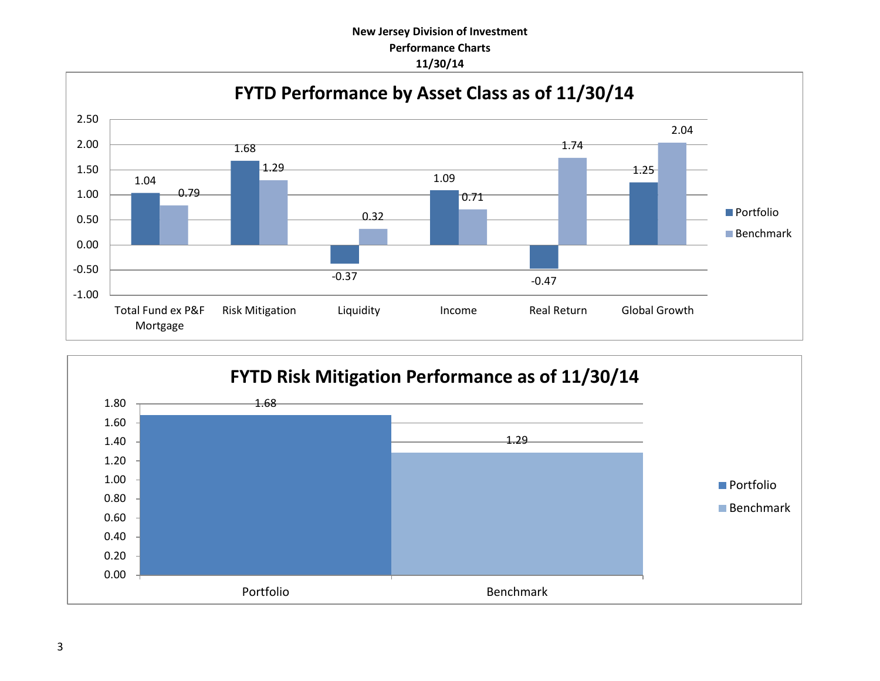**New Jersey Division of Investment**
**Performance Charts**
**11/30/14**

## FYTD Performance by Asset Class as of 11/30/14

| | Portfolio | Benchmark |
|---|---|---|
| Total Fund ex P&F Mortgage | 1.04 | 0.79 |
| Risk Mitigation | 1.68 | 1.29 |
| Liquidity | -0.37 | 0.32 |
| Income | 1.09 | 0.71 |
| Real Return | -0.47 | 1.74 |
| Global Growth | 1.25 | 2.04 |

## FYTD Risk Mitigation Performance as of 11/30/14

| | Value |
|---|---|
| Portfolio | 1.68 |
| Benchmark | 1.29 |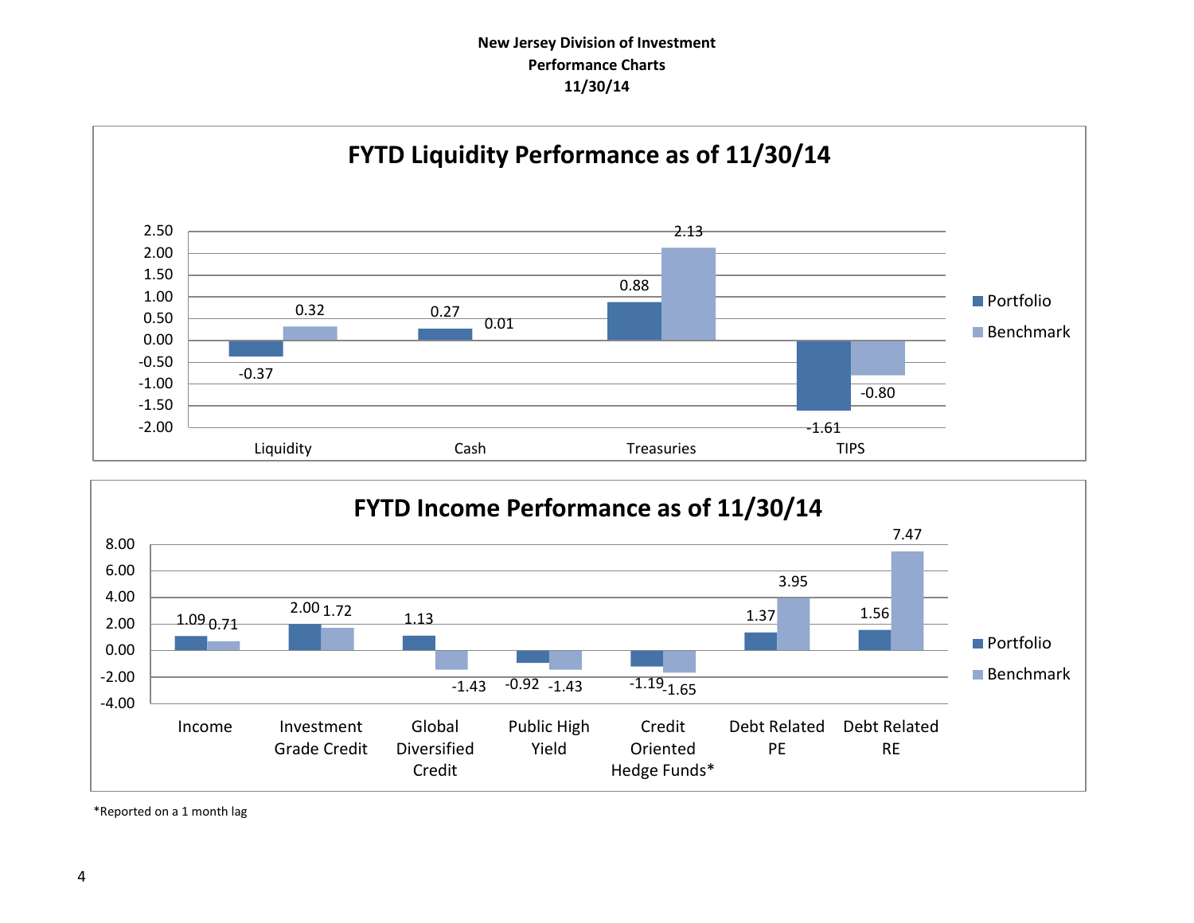**New Jersey Division of Investment**
**Performance Charts**
**11/30/14**

## FYTD Liquidity Performance as of 11/30/14

| | Portfolio | Benchmark |
|---|---|---|
| Liquidity | -0.37 | 0.32 |
| Cash | 0.27 | 0.01 |
| Treasuries | 0.88 | 2.13 |
| TIPS | -1.61 | -0.80 |

## FYTD Income Performance as of 11/30/14

| | Portfolio | Benchmark |
|---|---|---|
| Income | 1.09 | 0.71 |
| Investment Grade Credit | 2.00 | 1.72 |
| Global Diversified Credit | 1.13 | -1.43 |
| Public High Yield | -0.92 | -1.43 |
| Credit Oriented Hedge Funds* | -1.19 | -1.65 |
| Debt Related PE | 1.37 | 3.95 |
| Debt Related RE | 1.56 | 7.47 |

*Reported on a 1 month lag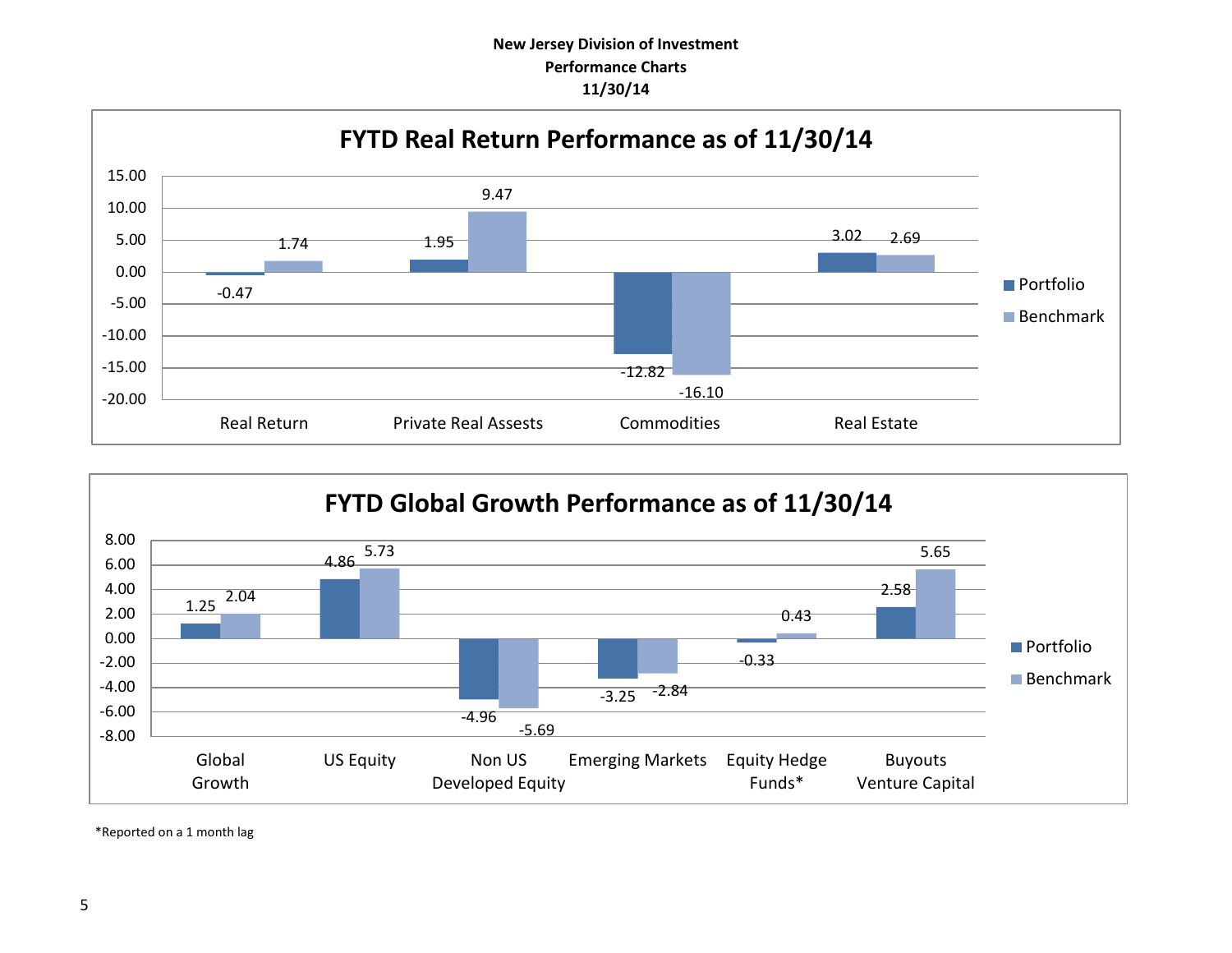**New Jersey Division of Investment**
**Performance Charts**
**11/30/14**

## FYTD Real Return Performance as of 11/30/14

| | Portfolio | Benchmark |
|---|---|---|
| Real Return | -0.47 | 1.74 |
| Private Real Assests | 1.95 | 9.47 |
| Commodities | -12.82 | -16.10 |
| Real Estate | 3.02 | 2.69 |

## FYTD Global Growth Performance as of 11/30/14

| | Portfolio | Benchmark |
|---|---|---|
| Global Growth | 1.25 | 2.04 |
| US Equity | 4.86 | 5.73 |
| Non US Developed Equity | -4.96 | -5.69 |
| Emerging Markets | -3.25 | -2.84 |
| Equity Hedge Funds* | -0.33 | 0.43 |
| Buyouts Venture Capital | 2.58 | 5.65 |

*Reported on a 1 month lag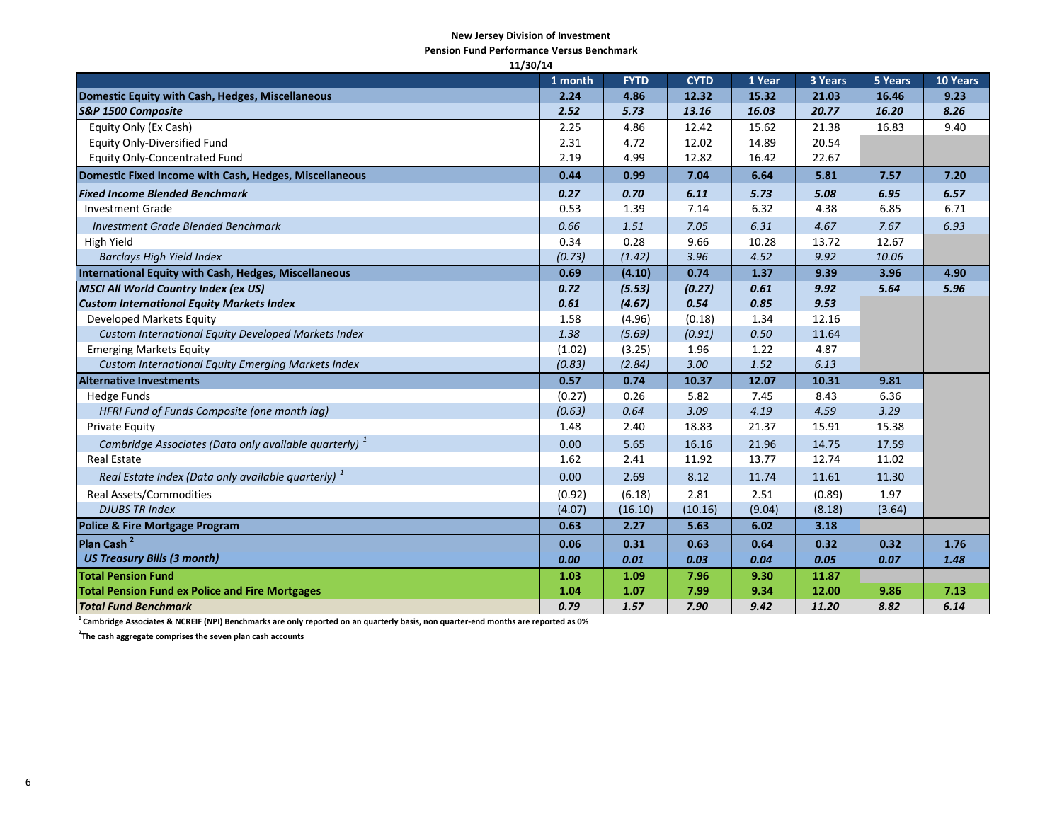**New Jersey Division of Investment**

**Pension Fund Performance Versus Benchmark**

**11/30/14**

| | 1 month | FYTD | CYTD | 1 Year | 3 Years | 5 Years | 10 Years |
|---|---|---|---|---|---|---|---|
| **Domestic Equity with Cash, Hedges, Miscellaneous** | **2.24** | **4.86** | **12.32** | **15.32** | **21.03** | **16.46** | **9.23** |
| ***S&P 1500 Composite*** | ***2.52*** | ***5.73*** | ***13.16*** | ***16.03*** | ***20.77*** | ***16.20*** | ***8.26*** |
| Equity Only (Ex Cash) | 2.25 | 4.86 | 12.42 | 15.62 | 21.38 | 16.83 | 9.40 |
| Equity Only-Diversified Fund | 2.31 | 4.72 | 12.02 | 14.89 | 20.54 | | |
| Equity Only-Concentrated Fund | 2.19 | 4.99 | 12.82 | 16.42 | 22.67 | | |
| **Domestic Fixed Income with Cash, Hedges, Miscellaneous** | **0.44** | **0.99** | **7.04** | **6.64** | **5.81** | **7.57** | **7.20** |
| ***Fixed Income Blended Benchmark*** | ***0.27*** | ***0.70*** | ***6.11*** | ***5.73*** | ***5.08*** | ***6.95*** | ***6.57*** |
| Investment Grade | 0.53 | 1.39 | 7.14 | 6.32 | 4.38 | 6.85 | 6.71 |
| *Investment Grade Blended Benchmark* | *0.66* | *1.51* | *7.05* | *6.31* | *4.67* | *7.67* | *6.93* |
| High Yield | 0.34 | 0.28 | 9.66 | 10.28 | 13.72 | 12.67 | |
| *Barclays High Yield Index* | *(0.73)* | *(1.42)* | *3.96* | *4.52* | *9.92* | *10.06* | |
| **International Equity with Cash, Hedges, Miscellaneous** | **0.69** | **(4.10)** | **0.74** | **1.37** | **9.39** | **3.96** | **4.90** |
| ***MSCI All World Country Index (ex US)*** | ***0.72*** | ***(5.53)*** | ***(0.27)*** | ***0.61*** | ***9.92*** | ***5.64*** | ***5.96*** |
| ***Custom International Equity Markets Index*** | ***0.61*** | ***(4.67)*** | ***0.54*** | ***0.85*** | ***9.53*** | | |
| Developed Markets Equity | 1.58 | (4.96) | (0.18) | 1.34 | 12.16 | | |
| *Custom International Equity Developed Markets Index* | *1.38* | *(5.69)* | *(0.91)* | *0.50* | *11.64* | | |
| Emerging Markets Equity | (1.02) | (3.25) | 1.96 | 1.22 | 4.87 | | |
| *Custom International Equity Emerging Markets Index* | *(0.83)* | *(2.84)* | *3.00* | *1.52* | *6.13* | | |
| **Alternative Investments** | **0.57** | **0.74** | **10.37** | **12.07** | **10.31** | **9.81** | |
| Hedge Funds | (0.27) | 0.26 | 5.82 | 7.45 | 8.43 | 6.36 | |
| *HFRI Fund of Funds Composite (one month lag)* | *(0.63)* | *0.64* | *3.09* | *4.19* | *4.59* | *3.29* | |
| Private Equity | 1.48 | 2.40 | 18.83 | 21.37 | 15.91 | 15.38 | |
| *Cambridge Associates (Data only available quarterly)* [1] | 0.00 | 5.65 | 16.16 | 21.96 | 14.75 | 17.59 | |
| Real Estate | 1.62 | 2.41 | 11.92 | 13.77 | 12.74 | 11.02 | |
| *Real Estate Index (Data only available quarterly)* [1] | 0.00 | 2.69 | 8.12 | 11.74 | 11.61 | 11.30 | |
| Real Assets/Commodities | (0.92) | (6.18) | 2.81 | 2.51 | (0.89) | 1.97 | |
| *DJUBS TR Index* | (4.07) | (16.10) | (10.16) | (9.04) | (8.18) | (3.64) | |
| **Police & Fire Mortgage Program** | **0.63** | **2.27** | **5.63** | **6.02** | **3.18** | | |
| **Plan Cash** [2] | **0.06** | **0.31** | **0.63** | **0.64** | **0.32** | **0.32** | **1.76** |
| ***US Treasury Bills (3 month)*** | ***0.00*** | ***0.01*** | ***0.03*** | ***0.04*** | ***0.05*** | ***0.07*** | ***1.48*** |
| **Total Pension Fund** | **1.03** | **1.09** | **7.96** | **9.30** | **11.87** | | |
| **Total Pension Fund ex Police and Fire Mortgages** | **1.04** | **1.07** | **7.99** | **9.34** | **12.00** | **9.86** | **7.13** |
| ***Total Fund Benchmark*** | ***0.79*** | ***1.57*** | ***7.90*** | ***9.42*** | ***11.20*** | ***8.82*** | ***6.14*** |

[1] **Cambridge Associates & NCREIF (NPI) Benchmarks are only reported on an quarterly basis, non quarter-end months are reported as 0%**

[2] **The cash aggregate comprises the seven plan cash accounts**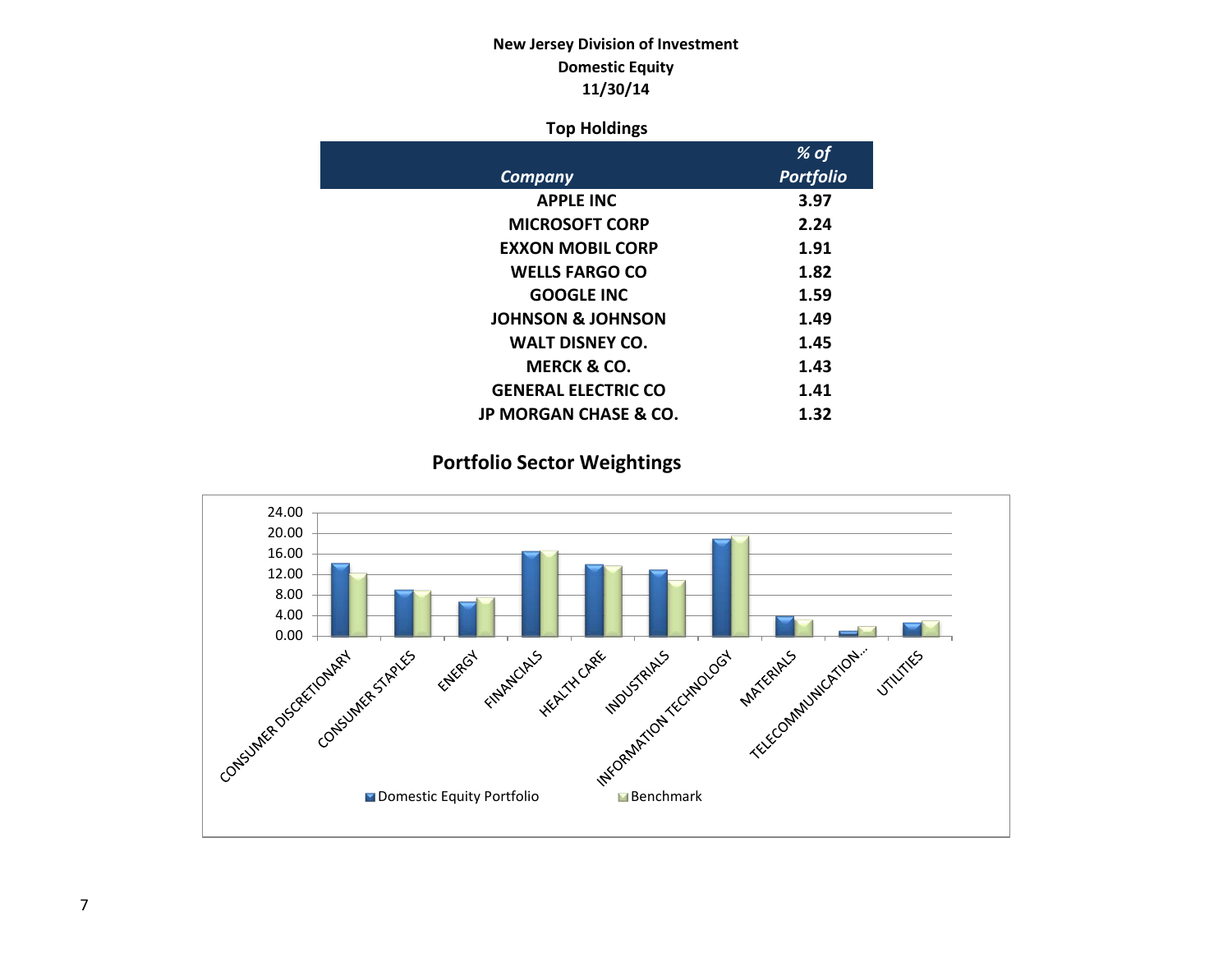**New Jersey Division of Investment**
**Domestic Equity**
**11/30/14**

### Top Holdings

| *Company* | *% of Portfolio* |
|---|---|
| APPLE INC | 3.97 |
| MICROSOFT CORP | 2.24 |
| EXXON MOBIL CORP | 1.91 |
| WELLS FARGO CO | 1.82 |
| GOOGLE INC | 1.59 |
| JOHNSON & JOHNSON | 1.49 |
| WALT DISNEY CO. | 1.45 |
| MERCK & CO. | 1.43 |
| GENERAL ELECTRIC CO | 1.41 |
| JP MORGAN CHASE & CO. | 1.32 |

### Portfolio Sector Weightings

24.00
20.00
16.00
12.00
8.00
4.00
0.00

CONSUMER DISCRETIONARY, CONSUMER STAPLES, ENERGY, FINANCIALS, HEALTH CARE, INDUSTRIALS, INFORMATION TECHNOLOGY, MATERIALS, TELECOMMUNICATION..., UTILITIES

Domestic Equity Portfolio   Benchmark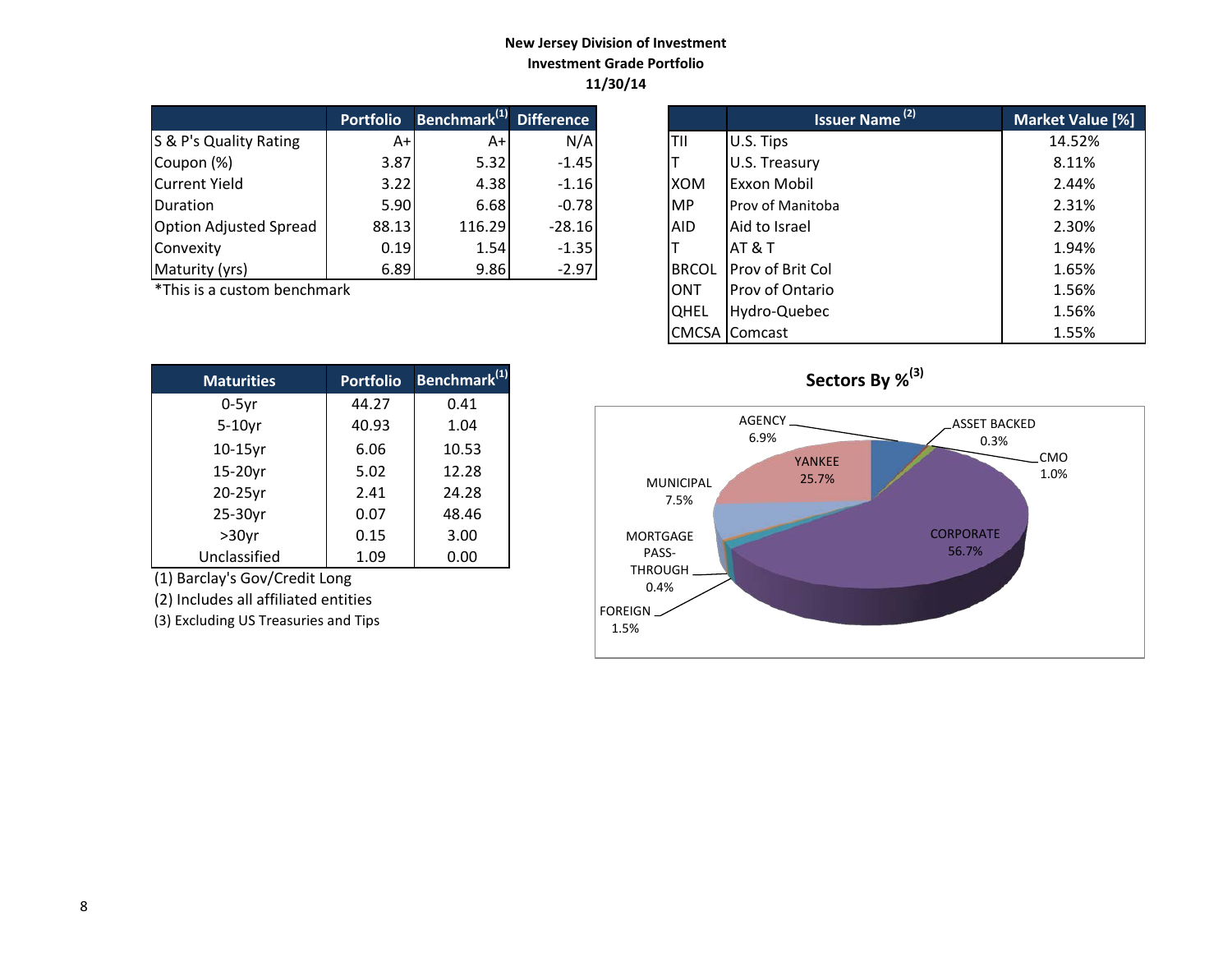**New Jersey Division of Investment**
**Investment Grade Portfolio**
**11/30/14**

| | Portfolio | Benchmark[1] | Difference |
|---|---|---|---|
| S & P's Quality Rating | A+ | A+ | N/A |
| Coupon (%) | 3.87 | 5.32 | -1.45 |
| Current Yield | 3.22 | 4.38 | -1.16 |
| Duration | 5.90 | 6.68 | -0.78 |
| Option Adjusted Spread | 88.13 | 116.29 | -28.16 |
| Convexity | 0.19 | 1.54 | -1.35 |
| Maturity (yrs) | 6.89 | 9.86 | -2.97 |

*This is a custom benchmark

| | Issuer Name [2] | Market Value [%] |
|---|---|---|
| TII | U.S. Tips | 14.52% |
| T | U.S. Treasury | 8.11% |
| XOM | Exxon Mobil | 2.44% |
| MP | Prov of Manitoba | 2.31% |
| AID | Aid to Israel | 2.30% |
| T | AT & T | 1.94% |
| BRCOL | Prov of Brit Col | 1.65% |
| ONT | Prov of Ontario | 1.56% |
| QHEL | Hydro-Quebec | 1.56% |
| CMCSA | Comcast | 1.55% |

| Maturities | Portfolio | Benchmark[1] |
|---|---|---|
| 0-5yr | 44.27 | 0.41 |
| 5-10yr | 40.93 | 1.04 |
| 10-15yr | 6.06 | 10.53 |
| 15-20yr | 5.02 | 12.28 |
| 20-25yr | 2.41 | 24.28 |
| 25-30yr | 0.07 | 48.46 |
| >30yr | 0.15 | 3.00 |
| Unclassified | 1.09 | 0.00 |

(1) Barclay's Gov/Credit Long

(2) Includes all affiliated entities

(3) Excluding US Treasuries and Tips

**Sectors By %[3]**

| Sector | % |
|---|---|
| AGENCY | 6.9% |
| ASSET BACKED | 0.3% |
| CMO | 1.0% |
| CORPORATE | 56.7% |
| FOREIGN | 1.5% |
| MORTGAGE PASS-THROUGH | 0.4% |
| MUNICIPAL | 7.5% |
| YANKEE | 25.7% |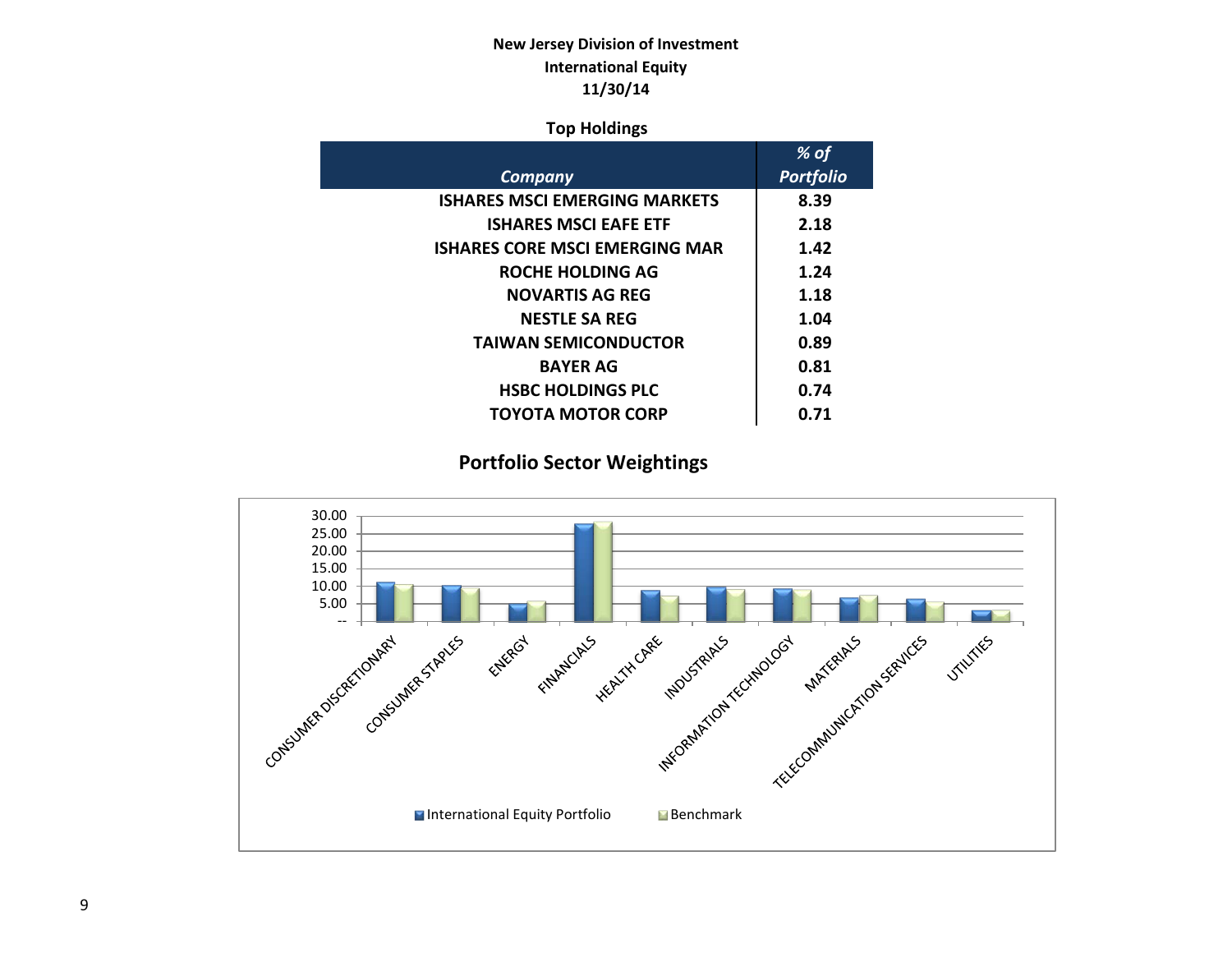**New Jersey Division of Investment**
**International Equity**
**11/30/14**

### Top Holdings

| *Company* | *% of Portfolio* |
|---|---|
| ISHARES MSCI EMERGING MARKETS | 8.39 |
| ISHARES MSCI EAFE ETF | 2.18 |
| ISHARES CORE MSCI EMERGING MAR | 1.42 |
| ROCHE HOLDING AG | 1.24 |
| NOVARTIS AG REG | 1.18 |
| NESTLE SA REG | 1.04 |
| TAIWAN SEMICONDUCTOR | 0.89 |
| BAYER AG | 0.81 |
| HSBC HOLDINGS PLC | 0.74 |
| TOYOTA MOTOR CORP | 0.71 |

### Portfolio Sector Weightings

Chart axis values: 30.00, 25.00, 20.00, 15.00, 10.00, 5.00, --

Sectors: CONSUMER DISCRETIONARY, CONSUMER STAPLES, ENERGY, FINANCIALS, HEALTH CARE, INDUSTRIALS, INFORMATION TECHNOLOGY, MATERIALS, TELECOMMUNICATION SERVICES, UTILITIES

Legend: International Equity Portfolio, Benchmark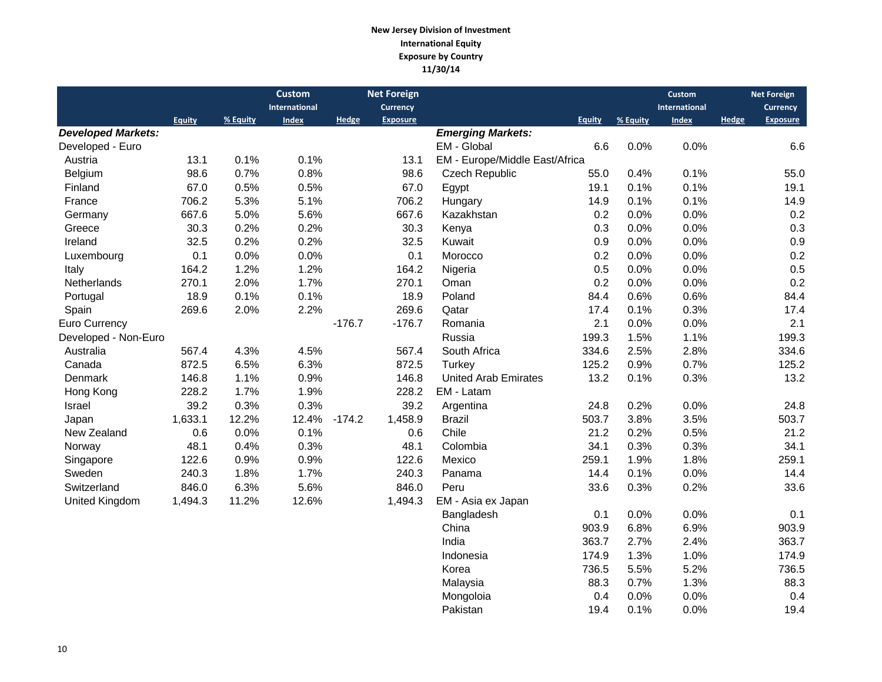**New Jersey Division of Investment**
**International Equity**
**Exposure by Country**
**11/30/14**

| | Equity | % Equity | Custom International Index | Hedge | Net Foreign Currency Exposure |
|---|---|---|---|---|---|
| ***Developed Markets:*** | | | | | |
| Developed - Euro | | | | | |
| Austria | 13.1 | 0.1% | 0.1% | | 13.1 |
| Belgium | 98.6 | 0.7% | 0.8% | | 98.6 |
| Finland | 67.0 | 0.5% | 0.5% | | 67.0 |
| France | 706.2 | 5.3% | 5.1% | | 706.2 |
| Germany | 667.6 | 5.0% | 5.6% | | 667.6 |
| Greece | 30.3 | 0.2% | 0.2% | | 30.3 |
| Ireland | 32.5 | 0.2% | 0.2% | | 32.5 |
| Luxembourg | 0.1 | 0.0% | 0.0% | | 0.1 |
| Italy | 164.2 | 1.2% | 1.2% | | 164.2 |
| Netherlands | 270.1 | 2.0% | 1.7% | | 270.1 |
| Portugal | 18.9 | 0.1% | 0.1% | | 18.9 |
| Spain | 269.6 | 2.0% | 2.2% | | 269.6 |
| Euro Currency | | | | -176.7 | -176.7 |
| Developed - Non-Euro | | | | | |
| Australia | 567.4 | 4.3% | 4.5% | | 567.4 |
| Canada | 872.5 | 6.5% | 6.3% | | 872.5 |
| Denmark | 146.8 | 1.1% | 0.9% | | 146.8 |
| Hong Kong | 228.2 | 1.7% | 1.9% | | 228.2 |
| Israel | 39.2 | 0.3% | 0.3% | | 39.2 |
| Japan | 1,633.1 | 12.2% | 12.4% | -174.2 | 1,458.9 |
| New Zealand | 0.6 | 0.0% | 0.1% | | 0.6 |
| Norway | 48.1 | 0.4% | 0.3% | | 48.1 |
| Singapore | 122.6 | 0.9% | 0.9% | | 122.6 |
| Sweden | 240.3 | 1.8% | 1.7% | | 240.3 |
| Switzerland | 846.0 | 6.3% | 5.6% | | 846.0 |
| United Kingdom | 1,494.3 | 11.2% | 12.6% | | 1,494.3 |

| | Equity | % Equity | Custom International Index | Hedge | Net Foreign Currency Exposure |
|---|---|---|---|---|---|
| ***Emerging Markets:*** | | | | | |
| EM - Global | 6.6 | 0.0% | 0.0% | | 6.6 |
| EM - Europe/Middle East/Africa | | | | | |
| Czech Republic | 55.0 | 0.4% | 0.1% | | 55.0 |
| Egypt | 19.1 | 0.1% | 0.1% | | 19.1 |
| Hungary | 14.9 | 0.1% | 0.1% | | 14.9 |
| Kazakhstan | 0.2 | 0.0% | 0.0% | | 0.2 |
| Kenya | 0.3 | 0.0% | 0.0% | | 0.3 |
| Kuwait | 0.9 | 0.0% | 0.0% | | 0.9 |
| Morocco | 0.2 | 0.0% | 0.0% | | 0.2 |
| Nigeria | 0.5 | 0.0% | 0.0% | | 0.5 |
| Oman | 0.2 | 0.0% | 0.0% | | 0.2 |
| Poland | 84.4 | 0.6% | 0.6% | | 84.4 |
| Qatar | 17.4 | 0.1% | 0.3% | | 17.4 |
| Romania | 2.1 | 0.0% | 0.0% | | 2.1 |
| Russia | 199.3 | 1.5% | 1.1% | | 199.3 |
| South Africa | 334.6 | 2.5% | 2.8% | | 334.6 |
| Turkey | 125.2 | 0.9% | 0.7% | | 125.2 |
| United Arab Emirates | 13.2 | 0.1% | 0.3% | | 13.2 |
| EM - Latam | | | | | |
| Argentina | 24.8 | 0.2% | 0.0% | | 24.8 |
| Brazil | 503.7 | 3.8% | 3.5% | | 503.7 |
| Chile | 21.2 | 0.2% | 0.5% | | 21.2 |
| Colombia | 34.1 | 0.3% | 0.3% | | 34.1 |
| Mexico | 259.1 | 1.9% | 1.8% | | 259.1 |
| Panama | 14.4 | 0.1% | 0.0% | | 14.4 |
| Peru | 33.6 | 0.3% | 0.2% | | 33.6 |
| EM - Asia ex Japan | | | | | |
| Bangladesh | 0.1 | 0.0% | 0.0% | | 0.1 |
| China | 903.9 | 6.8% | 6.9% | | 903.9 |
| India | 363.7 | 2.7% | 2.4% | | 363.7 |
| Indonesia | 174.9 | 1.3% | 1.0% | | 174.9 |
| Korea | 736.5 | 5.5% | 5.2% | | 736.5 |
| Malaysia | 88.3 | 0.7% | 1.3% | | 88.3 |
| Mongoloia | 0.4 | 0.0% | 0.0% | | 0.4 |
| Pakistan | 19.4 | 0.1% | 0.0% | | 19.4 |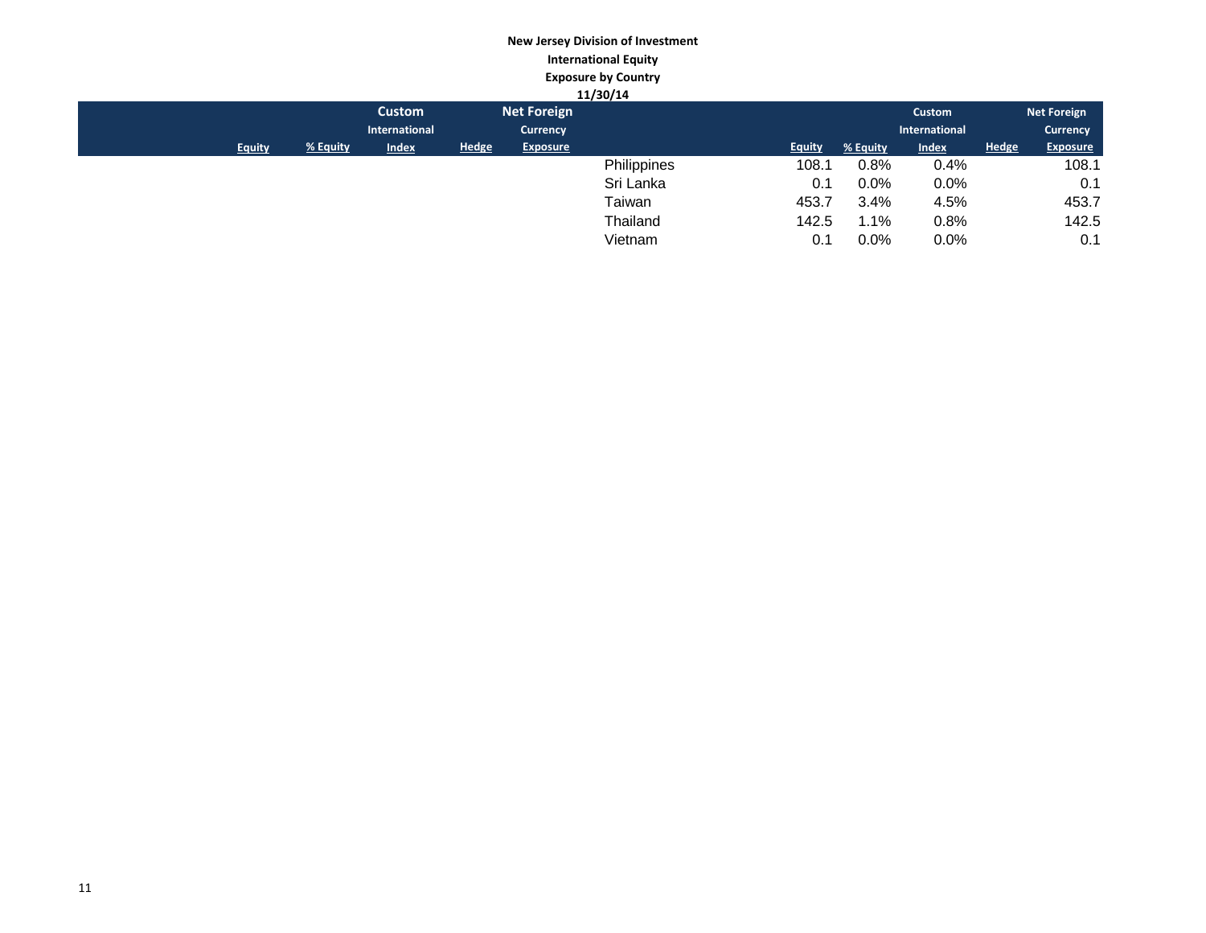**New Jersey Division of Investment**

**International Equity**

**Exposure by Country**

**11/30/14**

| | Equity | % Equity | Custom International Index | Hedge | Net Foreign Currency Exposure |
|---|---|---|---|---|---|
| Philippines | 108.1 | 0.8% | 0.4% | | 108.1 |
| Sri Lanka | 0.1 | 0.0% | 0.0% | | 0.1 |
| Taiwan | 453.7 | 3.4% | 4.5% | | 453.7 |
| Thailand | 142.5 | 1.1% | 0.8% | | 142.5 |
| Vietnam | 0.1 | 0.0% | 0.0% | | 0.1 |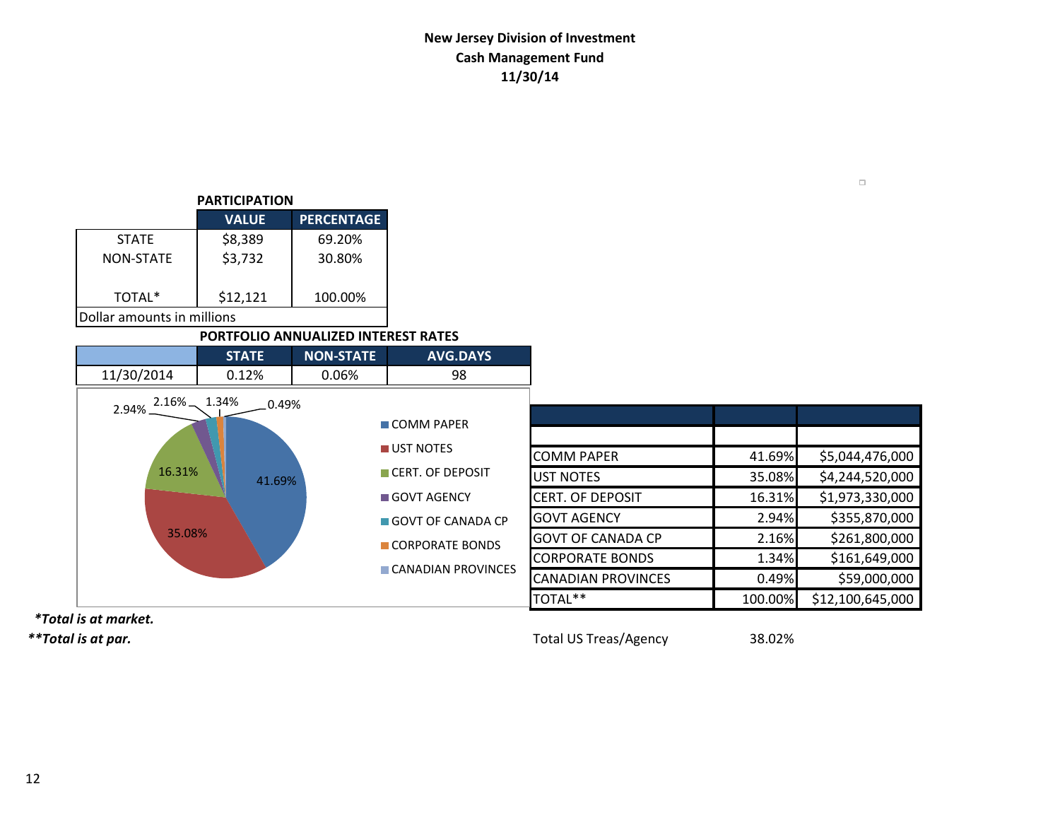**New Jersey Division of Investment**
**Cash Management Fund**
**11/30/14**

**PARTICIPATION**

| | VALUE | PERCENTAGE |
|---|---|---|
| STATE | $8,389 | 69.20% |
| NON-STATE | $3,732 | 30.80% |
| TOTAL* | $12,121 | 100.00% |

Dollar amounts in millions

**PORTFOLIO ANNUALIZED INTEREST RATES**

| | STATE | NON-STATE | AVG.DAYS |
|---|---|---|---|
| 11/30/2014 | 0.12% | 0.06% | 98 |

| | | |
|---|---|---|
| COMM PAPER | 41.69% | $5,044,476,000 |
| UST NOTES | 35.08% | $4,244,520,000 |
| CERT. OF DEPOSIT | 16.31% | $1,973,330,000 |
| GOVT AGENCY | 2.94% | $355,870,000 |
| GOVT OF CANADA CP | 2.16% | $261,800,000 |
| CORPORATE BONDS | 1.34% | $161,649,000 |
| CANADIAN PROVINCES | 0.49% | $59,000,000 |
| TOTAL** | 100.00% | $12,100,645,000 |

Total US Treas/Agency 38.02%

***Total is at market.***
****Total is at par.***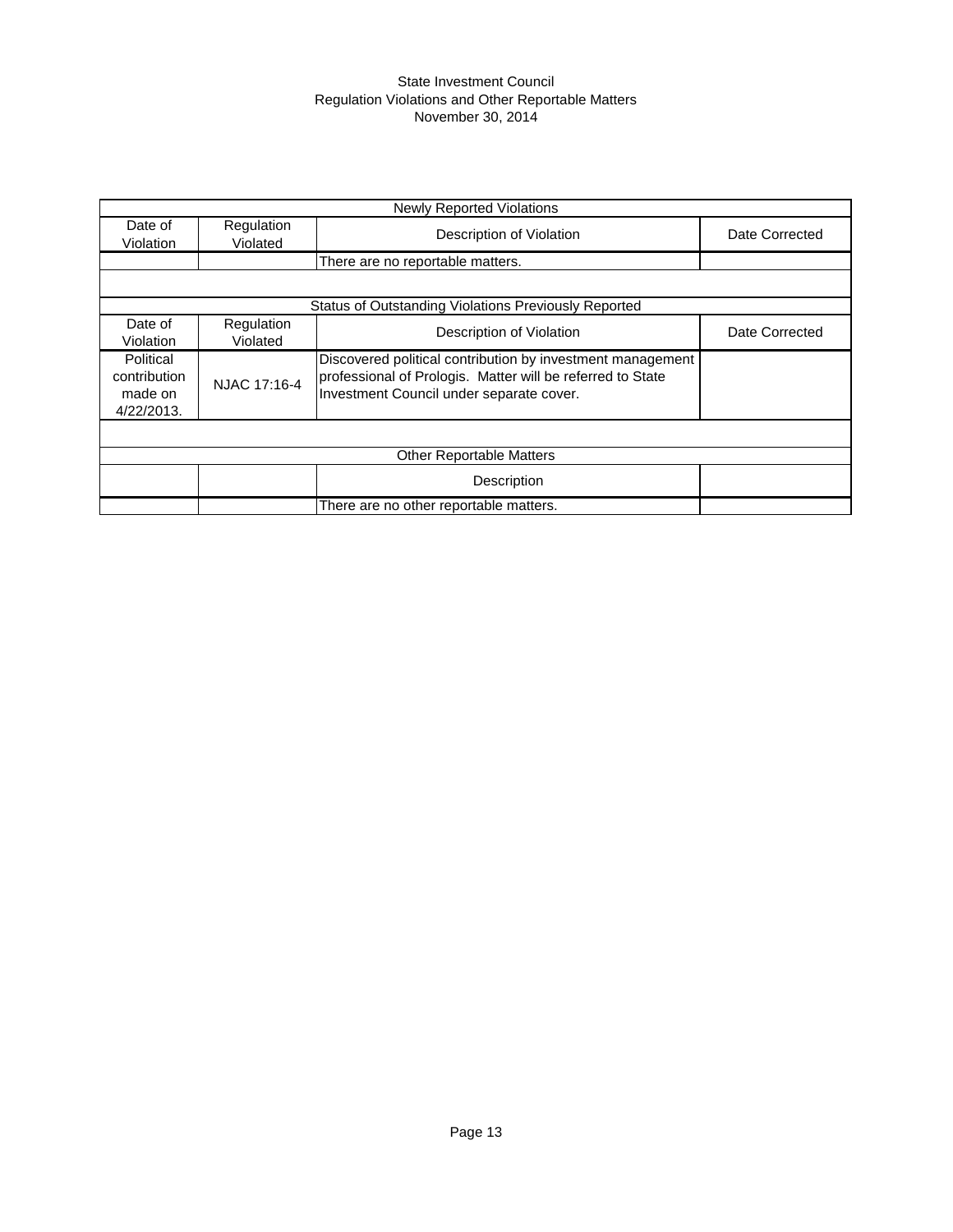State Investment Council
Regulation Violations and Other Reportable Matters
November 30, 2014

| Newly Reported Violations | | | |
|---|---|---|---|
| Date of Violation | Regulation Violated | Description of Violation | Date Corrected |
| | | There are no reportable matters. | |

| Status of Outstanding Violations Previously Reported | | | |
|---|---|---|---|
| Date of Violation | Regulation Violated | Description of Violation | Date Corrected |
| Political contribution made on 4/22/2013. | NJAC 17:16-4 | Discovered political contribution by investment management professional of Prologis. Matter will be referred to State Investment Council under separate cover. | |

| Other Reportable Matters | | | |
|---|---|---|---|
| | | Description | |
| | | There are no other reportable matters. | |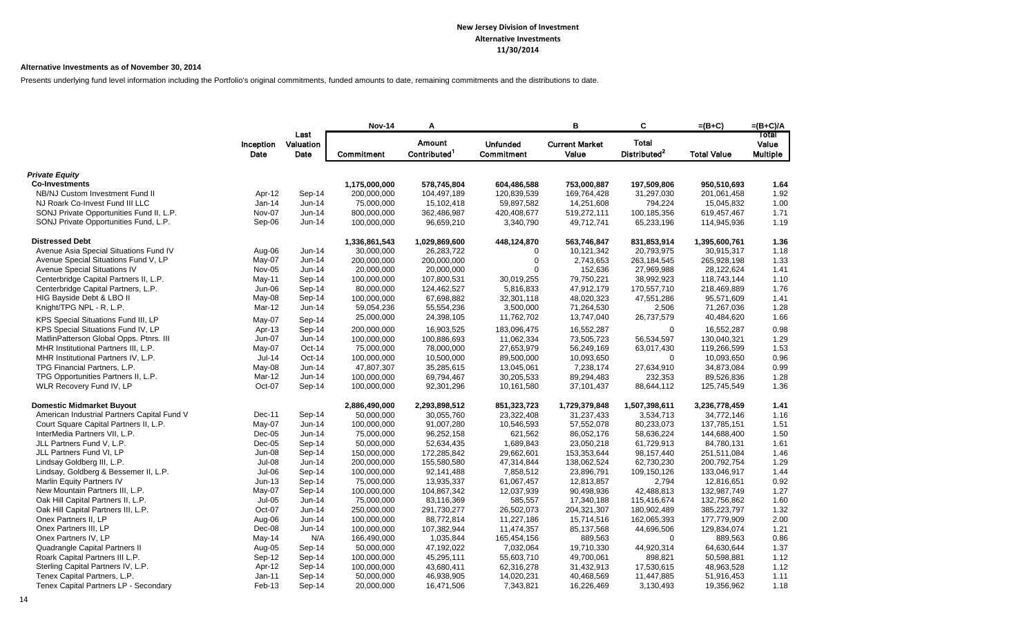**New Jersey Division of Investment**
**Alternative Investments**
**11/30/2014**

**Alternative Investments as of November 30, 2014**

Presents underlying fund level information including the Portfolio's original commitments, funded amounts to date, remaining commitments and the distributions to date.

| | Inception Date | Last Valuation Date | Nov-14 Commitment | A Amount Contributed[1] | Unfunded Commitment | B Current Market Value | C Total Distributed[2] | =(B+C) Total Value | =(B+C)/A Total Value Multiple |
|---|---|---|---|---|---|---|---|---|---|
| ***Private Equity*** | | | | | | | | | |
| **Co-Investments** | | | **1,175,000,000** | **578,745,804** | **604,486,588** | **753,000,887** | **197,509,806** | **950,510,693** | **1.64** |
| NB/NJ Custom Investment Fund II | Apr-12 | Sep-14 | 200,000,000 | 104,497,189 | 120,839,539 | 169,764,428 | 31,297,030 | 201,061,458 | 1.92 |
| NJ Roark Co-Invest Fund III LLC | Jan-14 | Jun-14 | 75,000,000 | 15,102,418 | 59,897,582 | 14,251,608 | 794,224 | 15,045,832 | 1.00 |
| SONJ Private Opportunities Fund II, L.P. | Nov-07 | Jun-14 | 800,000,000 | 362,486,987 | 420,408,677 | 519,272,111 | 100,185,356 | 619,457,467 | 1.71 |
| SONJ Private Opportunities Fund, L.P. | Sep-06 | Jun-14 | 100,000,000 | 96,659,210 | 3,340,790 | 49,712,741 | 65,233,196 | 114,945,936 | 1.19 |
| **Distressed Debt** | | | **1,336,861,543** | **1,029,869,600** | **448,124,870** | **563,746,847** | **831,853,914** | **1,395,600,761** | **1.36** |
| Avenue Asia Special Situations Fund IV | Aug-06 | Jun-14 | 30,000,000 | 26,283,722 | 0 | 10,121,342 | 20,793,975 | 30,915,317 | 1.18 |
| Avenue Special Situations Fund V, LP | May-07 | Jun-14 | 200,000,000 | 200,000,000 | 0 | 2,743,653 | 263,184,545 | 265,928,198 | 1.33 |
| Avenue Special Situations IV | Nov-05 | Jun-14 | 20,000,000 | 20,000,000 | 0 | 152,636 | 27,969,988 | 28,122,624 | 1.41 |
| Centerbridge Capital Partners II, L.P. | May-11 | Sep-14 | 100,000,000 | 107,800,531 | 30,019,255 | 79,750,221 | 38,992,923 | 118,743,144 | 1.10 |
| Centerbridge Capital Partners, L.P. | Jun-06 | Sep-14 | 80,000,000 | 124,462,527 | 5,816,833 | 47,912,179 | 170,557,710 | 218,469,889 | 1.76 |
| HIG Bayside Debt & LBO II | May-08 | Sep-14 | 100,000,000 | 67,698,882 | 32,301,118 | 48,020,323 | 47,551,286 | 95,571,609 | 1.41 |
| Knight/TPG NPL - R, L.P. | Mar-12 | Jun-14 | 59,054,236 | 55,554,236 | 3,500,000 | 71,264,530 | 2,506 | 71,267,036 | 1.28 |
| KPS Special Situations Fund III, LP | May-07 | Sep-14 | 25,000,000 | 24,398,105 | 11,762,702 | 13,747,040 | 26,737,579 | 40,484,620 | 1.66 |
| KPS Special Situations Fund IV, LP | Apr-13 | Sep-14 | 200,000,000 | 16,903,525 | 183,096,475 | 16,552,287 | 0 | 16,552,287 | 0.98 |
| MatlinPatterson Global Opps. Ptnrs. III | Jun-07 | Jun-14 | 100,000,000 | 100,886,693 | 11,062,334 | 73,505,723 | 56,534,597 | 130,040,321 | 1.29 |
| MHR Institutional Partners III, L.P. | May-07 | Oct-14 | 75,000,000 | 78,000,000 | 27,653,979 | 56,249,169 | 63,017,430 | 119,266,599 | 1.53 |
| MHR Institutional Partners IV, L.P. | Jul-14 | Oct-14 | 100,000,000 | 10,500,000 | 89,500,000 | 10,093,650 | 0 | 10,093,650 | 0.96 |
| TPG Financial Partners, L.P. | May-08 | Jun-14 | 47,807,307 | 35,285,615 | 13,045,061 | 7,238,174 | 27,634,910 | 34,873,084 | 0.99 |
| TPG Opportunities Partners II, L.P. | Mar-12 | Jun-14 | 100,000,000 | 69,794,467 | 30,205,533 | 89,294,483 | 232,353 | 89,526,836 | 1.28 |
| WLR Recovery Fund IV, LP | Oct-07 | Sep-14 | 100,000,000 | 92,301,296 | 10,161,580 | 37,101,437 | 88,644,112 | 125,745,549 | 1.36 |
| **Domestic Midmarket Buyout** | | | **2,886,490,000** | **2,293,898,512** | **851,323,723** | **1,729,379,848** | **1,507,398,611** | **3,236,778,459** | **1.41** |
| American Industrial Partners Capital Fund V | Dec-11 | Sep-14 | 50,000,000 | 30,055,760 | 23,322,408 | 31,237,433 | 3,534,713 | 34,772,146 | 1.16 |
| Court Square Capital Partners II, L.P. | May-07 | Jun-14 | 100,000,000 | 91,007,280 | 10,546,593 | 57,552,078 | 80,233,073 | 137,785,151 | 1.51 |
| InterMedia Partners VII, L.P. | Dec-05 | Jun-14 | 75,000,000 | 96,252,158 | 621,562 | 86,052,176 | 58,636,224 | 144,688,400 | 1.50 |
| JLL Partners Fund V, L.P. | Dec-05 | Sep-14 | 50,000,000 | 52,634,435 | 1,689,843 | 23,050,218 | 61,729,913 | 84,780,131 | 1.61 |
| JLL Partners Fund VI, LP | Jun-08 | Sep-14 | 150,000,000 | 172,285,842 | 29,662,601 | 153,353,644 | 98,157,440 | 251,511,084 | 1.46 |
| Lindsay Goldberg III, L.P. | Jul-08 | Jun-14 | 200,000,000 | 155,580,580 | 47,314,844 | 138,062,524 | 62,730,230 | 200,792,754 | 1.29 |
| Lindsay, Goldberg & Bessemer II, L.P. | Jul-06 | Sep-14 | 100,000,000 | 92,141,488 | 7,858,512 | 23,896,791 | 109,150,126 | 133,046,917 | 1.44 |
| Marlin Equity Partners IV | Jun-13 | Sep-14 | 75,000,000 | 13,935,337 | 61,067,457 | 12,813,857 | 2,794 | 12,816,651 | 0.92 |
| New Mountain Partners III, L.P. | May-07 | Sep-14 | 100,000,000 | 104,867,342 | 12,037,939 | 90,498,936 | 42,488,813 | 132,987,749 | 1.27 |
| Oak Hill Capital Partners II, L.P. | Jul-05 | Jun-14 | 75,000,000 | 83,116,369 | 585,557 | 17,340,188 | 115,416,674 | 132,756,862 | 1.60 |
| Oak Hill Capital Partners III, L.P. | Oct-07 | Jun-14 | 250,000,000 | 291,730,277 | 26,502,073 | 204,321,307 | 180,902,489 | 385,223,797 | 1.32 |
| Onex Partners II, LP | Aug-06 | Jun-14 | 100,000,000 | 88,772,814 | 11,227,186 | 15,714,516 | 162,065,393 | 177,779,909 | 2.00 |
| Onex Partners III, LP | Dec-08 | Jun-14 | 100,000,000 | 107,382,944 | 11,474,357 | 85,137,568 | 44,696,506 | 129,834,074 | 1.21 |
| Onex Partners IV, LP | May-14 | N/A | 166,490,000 | 1,035,844 | 165,454,156 | 889,563 | 0 | 889,563 | 0.86 |
| Quadrangle Capital Partners II | Aug-05 | Sep-14 | 50,000,000 | 47,192,022 | 7,032,064 | 19,710,330 | 44,920,314 | 64,630,644 | 1.37 |
| Roark Capital Partners III L.P. | Sep-12 | Sep-14 | 100,000,000 | 45,295,111 | 55,603,710 | 49,700,061 | 898,821 | 50,598,881 | 1.12 |
| Sterling Capital Partners IV, L.P. | Apr-12 | Sep-14 | 100,000,000 | 43,680,411 | 62,316,278 | 31,432,913 | 17,530,615 | 48,963,528 | 1.12 |
| Tenex Capital Partners, L.P. | Jan-11 | Sep-14 | 50,000,000 | 46,938,905 | 14,020,231 | 40,468,569 | 11,447,885 | 51,916,453 | 1.11 |
| Tenex Capital Partners LP - Secondary | Feb-13 | Sep-14 | 20,000,000 | 16,471,506 | 7,343,821 | 16,226,469 | 3,130,493 | 19,356,962 | 1.18 |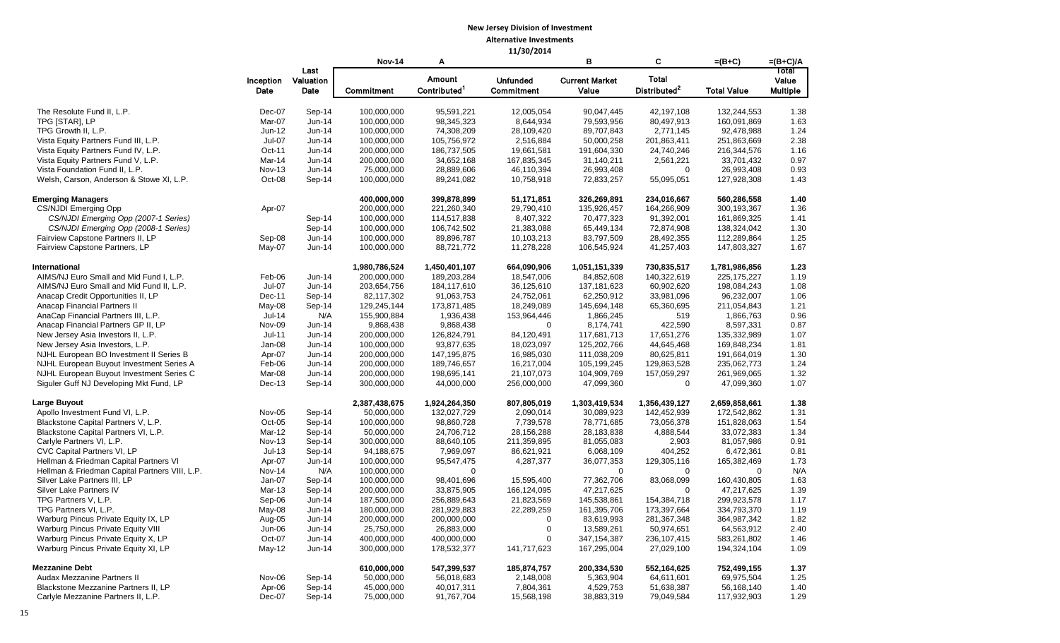**New Jersey Division of Investment**
**Alternative Investments**
**11/30/2014**

| | Inception Date | Last Valuation Date | Nov-14 Commitment | A Amount Contributed[1] | Unfunded Commitment | B Current Market Value | C Total Distributed[2] | =(B+C) Total Value | =(B+C)/A Total Value Multiple |
|---|---|---|---|---|---|---|---|---|---|
| The Resolute Fund II, L.P. | Dec-07 | Sep-14 | 100,000,000 | 95,591,221 | 12,005,054 | 90,047,445 | 42,197,108 | 132,244,553 | 1.38 |
| TPG [STAR], LP | Mar-07 | Jun-14 | 100,000,000 | 98,345,323 | 8,644,934 | 79,593,956 | 80,497,913 | 160,091,869 | 1.63 |
| TPG Growth II, L.P. | Jun-12 | Jun-14 | 100,000,000 | 74,308,209 | 28,109,420 | 89,707,843 | 2,771,145 | 92,478,988 | 1.24 |
| Vista Equity Partners Fund III, L.P. | Jul-07 | Jun-14 | 100,000,000 | 105,756,972 | 2,516,884 | 50,000,258 | 201,863,411 | 251,863,669 | 2.38 |
| Vista Equity Partners Fund IV, L.P. | Oct-11 | Jun-14 | 200,000,000 | 186,737,505 | 19,661,581 | 191,604,330 | 24,740,246 | 216,344,576 | 1.16 |
| Vista Equity Partners Fund V, L.P. | Mar-14 | Jun-14 | 200,000,000 | 34,652,168 | 167,835,345 | 31,140,211 | 2,561,221 | 33,701,432 | 0.97 |
| Vista Foundation Fund II, L.P. | Nov-13 | Jun-14 | 75,000,000 | 28,889,606 | 46,110,394 | 26,993,408 | 0 | 26,993,408 | 0.93 |
| Welsh, Carson, Anderson & Stowe XI, L.P. | Oct-08 | Sep-14 | 100,000,000 | 89,241,082 | 10,758,918 | 72,833,257 | 55,095,051 | 127,928,308 | 1.43 |
| | | | | | | | | | |
| **Emerging Managers** | | | **400,000,000** | **399,878,899** | **51,171,851** | **326,269,891** | **234,016,667** | **560,286,558** | **1.40** |
| CS/NJDI Emerging Opp | Apr-07 | | 200,000,000 | 221,260,340 | 29,790,410 | 135,926,457 | 164,266,909 | 300,193,367 | 1.36 |
| *CS/NJDI Emerging Opp (2007-1 Series)* | | Sep-14 | 100,000,000 | 114,517,838 | 8,407,322 | 70,477,323 | 91,392,001 | 161,869,325 | 1.41 |
| *CS/NJDI Emerging Opp (2008-1 Series)* | | Sep-14 | 100,000,000 | 106,742,502 | 21,383,088 | 65,449,134 | 72,874,908 | 138,324,042 | 1.30 |
| Fairview Capstone Partners II, LP | Sep-08 | Jun-14 | 100,000,000 | 89,896,787 | 10,103,213 | 83,797,509 | 28,492,355 | 112,289,864 | 1.25 |
| Fairview Capstone Partners, LP | May-07 | Jun-14 | 100,000,000 | 88,721,772 | 11,278,228 | 106,545,924 | 41,257,403 | 147,803,327 | 1.67 |
| | | | | | | | | | |
| **International** | | | **1,980,786,524** | **1,450,401,107** | **664,090,906** | **1,051,151,339** | **730,835,517** | **1,781,986,856** | **1.23** |
| AIMS/NJ Euro Small and Mid Fund I, L.P. | Feb-06 | Jun-14 | 200,000,000 | 189,203,284 | 18,547,006 | 84,852,608 | 140,322,619 | 225,175,227 | 1.19 |
| AIMS/NJ Euro Small and Mid Fund II, L.P. | Jul-07 | Jun-14 | 203,654,756 | 184,117,610 | 36,125,610 | 137,181,623 | 60,902,620 | 198,084,243 | 1.08 |
| Anacap Credit Opportunities II, LP | Dec-11 | Sep-14 | 82,117,302 | 91,063,753 | 24,752,061 | 62,250,912 | 33,981,096 | 96,232,007 | 1.06 |
| Anacap Financial Partners II | May-08 | Sep-14 | 129,245,144 | 173,871,485 | 18,249,089 | 145,694,148 | 65,360,695 | 211,054,843 | 1.21 |
| AnaCap Financial Partners III, L.P. | Jul-14 | N/A | 155,900,884 | 1,936,438 | 153,964,446 | 1,866,245 | 519 | 1,866,763 | 0.96 |
| Anacap Financial Partners GP II, LP | Nov-09 | Jun-14 | 9,868,438 | 9,868,438 | 0 | 8,174,741 | 422,590 | 8,597,331 | 0.87 |
| New Jersey Asia Investors II, L.P. | Jul-11 | Jun-14 | 200,000,000 | 126,824,791 | 84,120,491 | 117,681,713 | 17,651,276 | 135,332,989 | 1.07 |
| New Jersey Asia Investors, L.P. | Jan-08 | Jun-14 | 100,000,000 | 93,877,635 | 18,023,097 | 125,202,766 | 44,645,468 | 169,848,234 | 1.81 |
| NJHL European BO Investment II Series B | Apr-07 | Jun-14 | 200,000,000 | 147,195,875 | 16,985,030 | 111,038,209 | 80,625,811 | 191,664,019 | 1.30 |
| NJHL European Buyout Investment Series A | Feb-06 | Jun-14 | 200,000,000 | 189,746,657 | 16,217,004 | 105,199,245 | 129,863,528 | 235,062,773 | 1.24 |
| NJHL European Buyout Investment Series C | Mar-08 | Jun-14 | 200,000,000 | 198,695,141 | 21,107,073 | 104,909,769 | 157,059,297 | 261,969,065 | 1.32 |
| Siguler Guff NJ Developing Mkt Fund, LP | Dec-13 | Sep-14 | 300,000,000 | 44,000,000 | 256,000,000 | 47,099,360 | 0 | 47,099,360 | 1.07 |
| | | | | | | | | | |
| **Large Buyout** | | | **2,387,438,675** | **1,924,264,350** | **807,805,019** | **1,303,419,534** | **1,356,439,127** | **2,659,858,661** | **1.38** |
| Apollo Investment Fund VI, L.P. | Nov-05 | Sep-14 | 50,000,000 | 132,027,729 | 2,090,014 | 30,089,923 | 142,452,939 | 172,542,862 | 1.31 |
| Blackstone Capital Partners V, L.P. | Oct-05 | Sep-14 | 100,000,000 | 98,860,728 | 7,739,578 | 78,771,685 | 73,056,378 | 151,828,063 | 1.54 |
| Blackstone Capital Partners VI, L.P. | Mar-12 | Sep-14 | 50,000,000 | 24,706,712 | 28,156,288 | 28,183,838 | 4,888,544 | 33,072,383 | 1.34 |
| Carlyle Partners VI, L.P. | Nov-13 | Sep-14 | 300,000,000 | 88,640,105 | 211,359,895 | 81,055,083 | 2,903 | 81,057,986 | 0.91 |
| CVC Capital Partners VI, LP | Jul-13 | Sep-14 | 94,188,675 | 7,969,097 | 86,621,921 | 6,068,109 | 404,252 | 6,472,361 | 0.81 |
| Hellman & Friedman Capital Partners VI | Apr-07 | Jun-14 | 100,000,000 | 95,547,475 | 4,287,377 | 36,077,353 | 129,305,116 | 165,382,469 | 1.73 |
| Hellman & Friedman Capital Partners VIII, L.P. | Nov-14 | N/A | 100,000,000 | 0 | | 0 | 0 | 0 | N/A |
| Silver Lake Partners III, LP | Jan-07 | Sep-14 | 100,000,000 | 98,401,696 | 15,595,400 | 77,362,706 | 83,068,099 | 160,430,805 | 1.63 |
| Silver Lake Partners IV | Mar-13 | Sep-14 | 200,000,000 | 33,875,905 | 166,124,095 | 47,217,625 | 0 | 47,217,625 | 1.39 |
| TPG Partners V, L.P. | Sep-06 | Jun-14 | 187,500,000 | 256,889,643 | 21,823,569 | 145,538,861 | 154,384,718 | 299,923,578 | 1.17 |
| TPG Partners VI, L.P. | May-08 | Jun-14 | 180,000,000 | 281,929,883 | 22,289,259 | 161,395,706 | 173,397,664 | 334,793,370 | 1.19 |
| Warburg Pincus Private Equity IX, LP | Aug-05 | Jun-14 | 200,000,000 | 200,000,000 | 0 | 83,619,993 | 281,367,348 | 364,987,342 | 1.82 |
| Warburg Pincus Private Equity VIII | Jun-06 | Jun-14 | 25,750,000 | 26,883,000 | 0 | 13,589,261 | 50,974,651 | 64,563,912 | 2.40 |
| Warburg Pincus Private Equity X, LP | Oct-07 | Jun-14 | 400,000,000 | 400,000,000 | 0 | 347,154,387 | 236,107,415 | 583,261,802 | 1.46 |
| Warburg Pincus Private Equity XI, LP | May-12 | Jun-14 | 300,000,000 | 178,532,377 | 141,717,623 | 167,295,004 | 27,029,100 | 194,324,104 | 1.09 |
| | | | | | | | | | |
| **Mezzanine Debt** | | | **610,000,000** | **547,399,537** | **185,874,757** | **200,334,530** | **552,164,625** | **752,499,155** | **1.37** |
| Audax Mezzanine Partners II | Nov-06 | Sep-14 | 50,000,000 | 56,018,683 | 2,148,008 | 5,363,904 | 64,611,601 | 69,975,504 | 1.25 |
| Blackstone Mezzanine Partners II, LP | Apr-06 | Sep-14 | 45,000,000 | 40,017,311 | 7,804,361 | 4,529,753 | 51,638,387 | 56,168,140 | 1.40 |
| Carlyle Mezzanine Partners II, L.P. | Dec-07 | Sep-14 | 75,000,000 | 91,767,704 | 15,568,198 | 38,883,319 | 79,049,584 | 117,932,903 | 1.29 |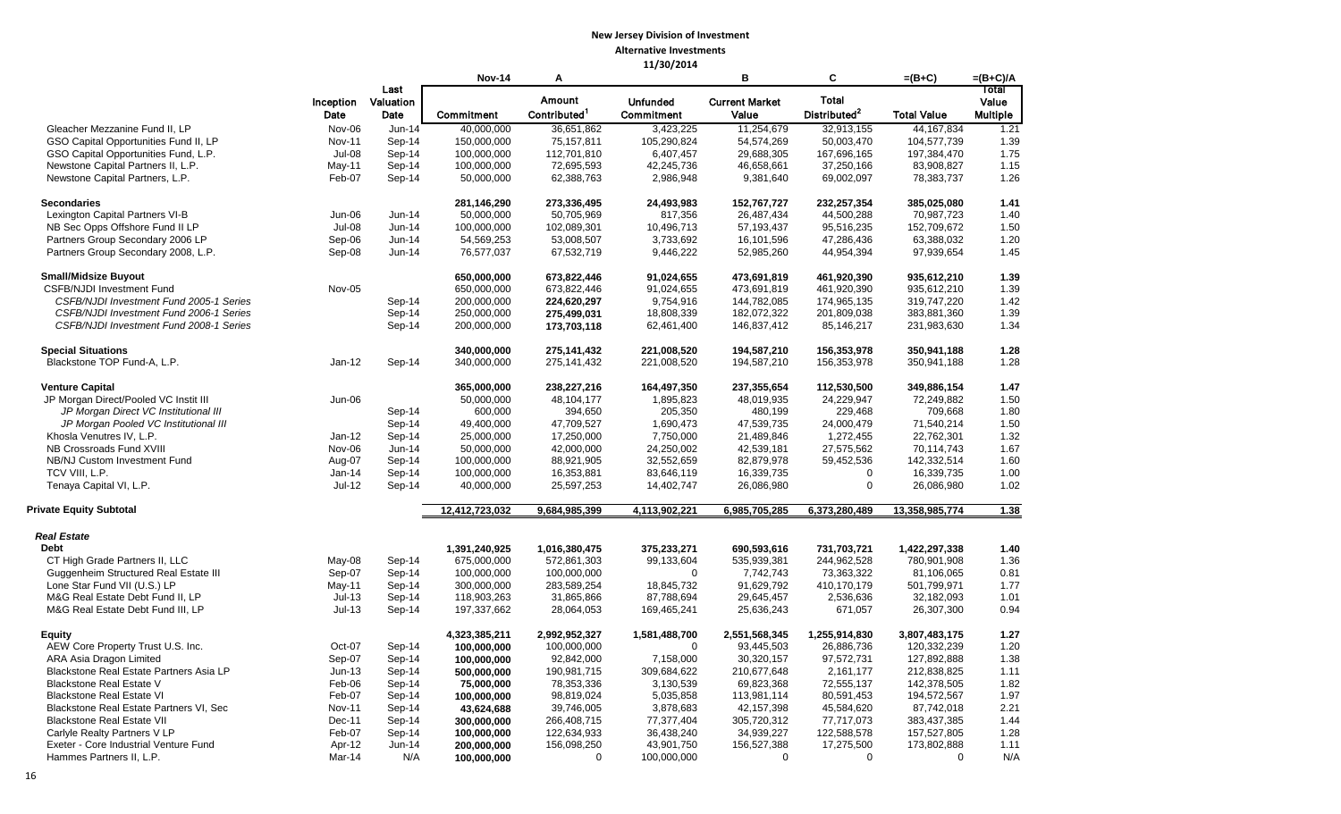**New Jersey Division of Investment**
**Alternative Investments**
**11/30/2014**

| | Inception Date | Last Valuation Date | Nov-14 Commitment | A Amount Contributed[1] | Unfunded Commitment | B Current Market Value | C Total Distributed[2] | =(B+C) Total Value | =(B+C)/A Total Value Multiple |
|---|---|---|---|---|---|---|---|---|---|
| Gleacher Mezzanine Fund II, LP | Nov-06 | Jun-14 | 40,000,000 | 36,651,862 | 3,423,225 | 11,254,679 | 32,913,155 | 44,167,834 | 1.21 |
| GSO Capital Opportunities Fund II, LP | Nov-11 | Sep-14 | 150,000,000 | 75,157,811 | 105,290,824 | 54,574,269 | 50,003,470 | 104,577,739 | 1.39 |
| GSO Capital Opportunities Fund, L.P. | Jul-08 | Sep-14 | 100,000,000 | 112,701,810 | 6,407,457 | 29,688,305 | 167,696,165 | 197,384,470 | 1.75 |
| Newstone Capital Partners II, L.P. | May-11 | Sep-14 | 100,000,000 | 72,695,593 | 42,245,736 | 46,658,661 | 37,250,166 | 83,908,827 | 1.15 |
| Newstone Capital Partners, L.P. | Feb-07 | Sep-14 | 50,000,000 | 62,388,763 | 2,986,948 | 9,381,640 | 69,002,097 | 78,383,737 | 1.26 |
| | | | | | | | | | |
| **Secondaries** | | | **281,146,290** | **273,336,495** | **24,493,983** | **152,767,727** | **232,257,354** | **385,025,080** | **1.41** |
| Lexington Capital Partners VI-B | Jun-06 | Jun-14 | 50,000,000 | 50,705,969 | 817,356 | 26,487,434 | 44,500,288 | 70,987,723 | 1.40 |
| NB Sec Opps Offshore Fund II LP | Jul-08 | Jun-14 | 100,000,000 | 102,089,301 | 10,496,713 | 57,193,437 | 95,516,235 | 152,709,672 | 1.50 |
| Partners Group Secondary 2006 LP | Sep-06 | Jun-14 | 54,569,253 | 53,008,507 | 3,733,692 | 16,101,596 | 47,286,436 | 63,388,032 | 1.20 |
| Partners Group Secondary 2008, L.P. | Sep-08 | Jun-14 | 76,577,037 | 67,532,719 | 9,446,222 | 52,985,260 | 44,954,394 | 97,939,654 | 1.45 |
| | | | | | | | | | |
| **Small/Midsize Buyout** | | | **650,000,000** | **673,822,446** | **91,024,655** | **473,691,819** | **461,920,390** | **935,612,210** | **1.39** |
| CSFB/NJDI Investment Fund | Nov-05 | | 650,000,000 | 673,822,446 | 91,024,655 | 473,691,819 | 461,920,390 | 935,612,210 | 1.39 |
| *CSFB/NJDI Investment Fund 2005-1 Series* | | Sep-14 | 200,000,000 | **224,620,297** | 9,754,916 | 144,782,085 | 174,965,135 | 319,747,220 | 1.42 |
| *CSFB/NJDI Investment Fund 2006-1 Series* | | Sep-14 | 250,000,000 | **275,499,031** | 18,808,339 | 182,072,322 | 201,809,038 | 383,881,360 | 1.39 |
| *CSFB/NJDI Investment Fund 2008-1 Series* | | Sep-14 | 200,000,000 | **173,703,118** | 62,461,400 | 146,837,412 | 85,146,217 | 231,983,630 | 1.34 |
| | | | | | | | | | |
| **Special Situations** | | | **340,000,000** | **275,141,432** | **221,008,520** | **194,587,210** | **156,353,978** | **350,941,188** | **1.28** |
| Blackstone TOP Fund-A, L.P. | Jan-12 | Sep-14 | 340,000,000 | 275,141,432 | 221,008,520 | 194,587,210 | 156,353,978 | 350,941,188 | 1.28 |
| | | | | | | | | | |
| **Venture Capital** | | | **365,000,000** | **238,227,216** | **164,497,350** | **237,355,654** | **112,530,500** | **349,886,154** | **1.47** |
| JP Morgan Direct/Pooled VC Instit III | Jun-06 | | 50,000,000 | 48,104,177 | 1,895,823 | 48,019,935 | 24,229,947 | 72,249,882 | 1.50 |
| *JP Morgan Direct VC Institutional III* | | Sep-14 | 600,000 | 394,650 | 205,350 | 480,199 | 229,468 | 709,668 | 1.80 |
| *JP Morgan Pooled VC Institutional III* | | Sep-14 | 49,400,000 | 47,709,527 | 1,690,473 | 47,539,735 | 24,000,479 | 71,540,214 | 1.50 |
| Khosla Venutres IV, L.P. | Jan-12 | Sep-14 | 25,000,000 | 17,250,000 | 7,750,000 | 21,489,846 | 1,272,455 | 22,762,301 | 1.32 |
| NB Crossroads Fund XVIII | Nov-06 | Jun-14 | 50,000,000 | 42,000,000 | 24,250,002 | 42,539,181 | 27,575,562 | 70,114,743 | 1.67 |
| NB/NJ Custom Investment Fund | Aug-07 | Sep-14 | 100,000,000 | 88,921,905 | 32,552,659 | 82,879,978 | 59,452,536 | 142,332,514 | 1.60 |
| TCV VIII, L.P. | Jan-14 | Sep-14 | 100,000,000 | 16,353,881 | 83,646,119 | 16,339,735 | 0 | 16,339,735 | 1.00 |
| Tenaya Capital VI, L.P. | Jul-12 | Sep-14 | 40,000,000 | 25,597,253 | 14,402,747 | 26,086,980 | 0 | 26,086,980 | 1.02 |
| | | | | | | | | | |
| **Private Equity Subtotal** | | | **12,412,723,032** | **9,684,985,399** | **4,113,902,221** | **6,985,705,285** | **6,373,280,489** | **13,358,985,774** | **1.38** |
| | | | | | | | | | |
| ***Real Estate*** | | | | | | | | | |
| **Debt** | | | **1,391,240,925** | **1,016,380,475** | **375,233,271** | **690,593,616** | **731,703,721** | **1,422,297,338** | **1.40** |
| CT High Grade Partners II, LLC | May-08 | Sep-14 | 675,000,000 | 572,861,303 | 99,133,604 | 535,939,381 | 244,962,528 | 780,901,908 | 1.36 |
| Guggenheim Structured Real Estate III | Sep-07 | Sep-14 | 100,000,000 | 100,000,000 | 0 | 7,742,743 | 73,363,322 | 81,106,065 | 0.81 |
| Lone Star Fund VII (U.S.) LP | May-11 | Sep-14 | 300,000,000 | 283,589,254 | 18,845,732 | 91,629,792 | 410,170,179 | 501,799,971 | 1.77 |
| M&G Real Estate Debt Fund II, LP | Jul-13 | Sep-14 | 118,903,263 | 31,865,866 | 87,788,694 | 29,645,457 | 2,536,636 | 32,182,093 | 1.01 |
| M&G Real Estate Debt Fund III, LP | Jul-13 | Sep-14 | 197,337,662 | 28,064,053 | 169,465,241 | 25,636,243 | 671,057 | 26,307,300 | 0.94 |
| | | | | | | | | | |
| **Equity** | | | **4,323,385,211** | **2,992,952,327** | **1,581,488,700** | **2,551,568,345** | **1,255,914,830** | **3,807,483,175** | **1.27** |
| AEW Core Property Trust U.S. Inc. | Oct-07 | Sep-14 | **100,000,000** | 100,000,000 | 0 | 93,445,503 | 26,886,736 | 120,332,239 | 1.20 |
| ARA Asia Dragon Limited | Sep-07 | Sep-14 | **100,000,000** | 92,842,000 | 7,158,000 | 30,320,157 | 97,572,731 | 127,892,888 | 1.38 |
| Blackstone Real Estate Partners Asia LP | Jun-13 | Sep-14 | **500,000,000** | 190,981,715 | 309,684,622 | 210,677,648 | 2,161,177 | 212,838,825 | 1.11 |
| Blackstone Real Estate V | Feb-06 | Sep-14 | **75,000,000** | 78,353,336 | 3,130,539 | 69,823,368 | 72,555,137 | 142,378,505 | 1.82 |
| Blackstone Real Estate VI | Feb-07 | Sep-14 | **100,000,000** | 98,819,024 | 5,035,858 | 113,981,114 | 80,591,453 | 194,572,567 | 1.97 |
| Blackstone Real Estate Partners VI, Sec | Nov-11 | Sep-14 | **43,624,688** | 39,746,005 | 3,878,683 | 42,157,398 | 45,584,620 | 87,742,018 | 2.21 |
| Blackstone Real Estate VII | Dec-11 | Sep-14 | **300,000,000** | 266,408,715 | 77,377,404 | 305,720,312 | 77,717,073 | 383,437,385 | 1.44 |
| Carlyle Realty Partners V LP | Feb-07 | Sep-14 | **100,000,000** | 122,634,933 | 36,438,240 | 34,939,227 | 122,588,578 | 157,527,805 | 1.28 |
| Exeter - Core Industrial Venture Fund | Apr-12 | Jun-14 | **200,000,000** | 156,098,250 | 43,901,750 | 156,527,388 | 17,275,500 | 173,802,888 | 1.11 |
| Hammes Partners II, L.P. | Mar-14 | N/A | **100,000,000** | 0 | 100,000,000 | 0 | 0 | 0 | N/A |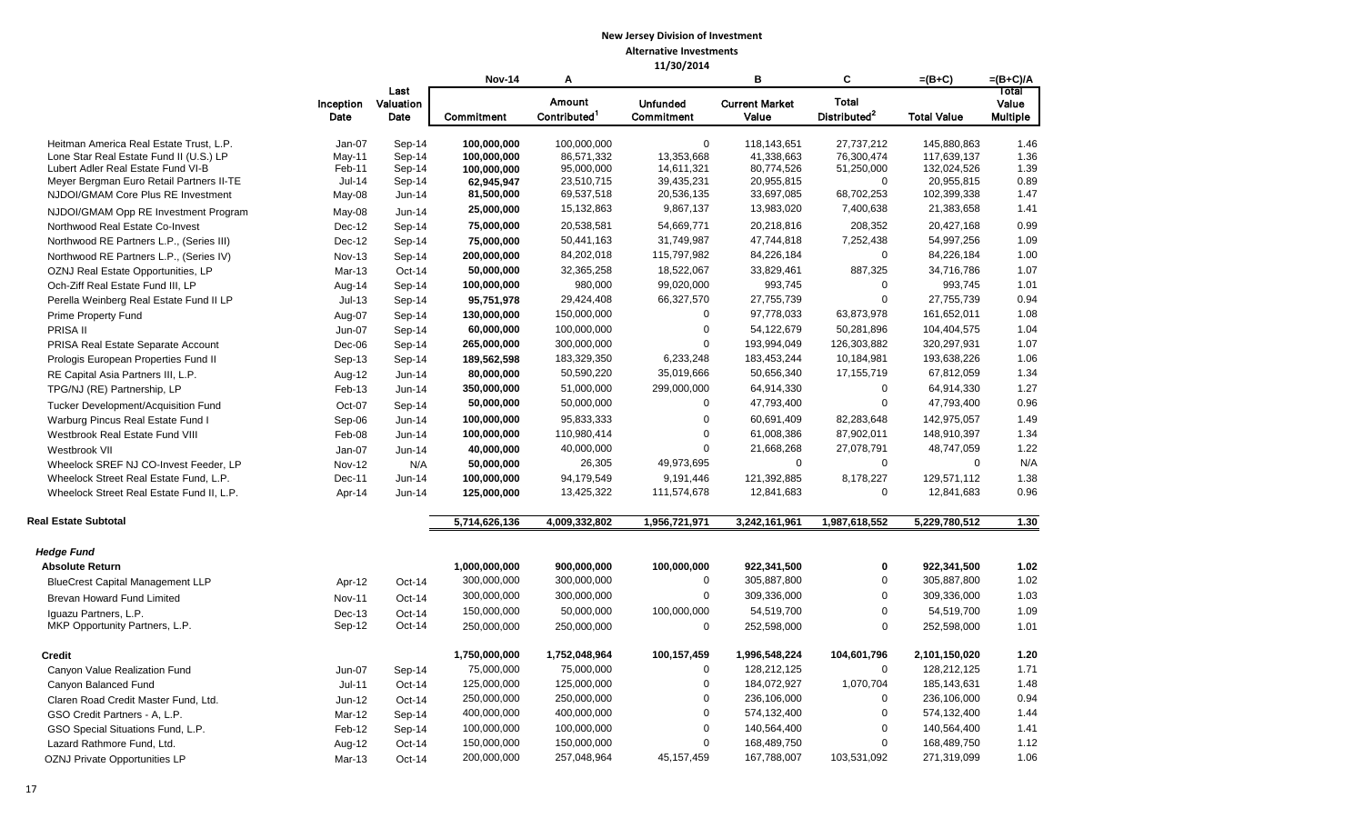**New Jersey Division of Investment**
**Alternative Investments**
**11/30/2014**

| | Inception Date | Last Valuation Date | Nov-14 Commitment | A Amount Contributed[1] | Unfunded Commitment | B Current Market Value | C Total Distributed[2] | =(B+C) Total Value | =(B+C)/A Total Value Multiple |
|---|---|---|---|---|---|---|---|---|---|
| Heitman America Real Estate Trust, L.P. | Jan-07 | Sep-14 | 100,000,000 | 100,000,000 | 0 | 118,143,651 | 27,737,212 | 145,880,863 | 1.46 |
| Lone Star Real Estate Fund II (U.S.) LP | May-11 | Sep-14 | 100,000,000 | 86,571,332 | 13,353,668 | 41,338,663 | 76,300,474 | 117,639,137 | 1.36 |
| Lubert Adler Real Estate Fund VI-B | Feb-11 | Sep-14 | 100,000,000 | 95,000,000 | 14,611,321 | 80,774,526 | 51,250,000 | 132,024,526 | 1.39 |
| Meyer Bergman Euro Retail Partners II-TE | Jul-14 | Sep-14 | 62,945,947 | 23,510,715 | 39,435,231 | 20,955,815 | 0 | 20,955,815 | 0.89 |
| NJDOI/GMAM Core Plus RE Investment | May-08 | Jun-14 | 81,500,000 | 69,537,518 | 20,536,135 | 33,697,085 | 68,702,253 | 102,399,338 | 1.47 |
| NJDOI/GMAM Opp RE Investment Program | May-08 | Jun-14 | 25,000,000 | 15,132,863 | 9,867,137 | 13,983,020 | 7,400,638 | 21,383,658 | 1.41 |
| Northwood Real Estate Co-Invest | Dec-12 | Sep-14 | 75,000,000 | 20,538,581 | 54,669,771 | 20,218,816 | 208,352 | 20,427,168 | 0.99 |
| Northwood RE Partners L.P., (Series III) | Dec-12 | Sep-14 | 75,000,000 | 50,441,163 | 31,749,987 | 47,744,818 | 7,252,438 | 54,997,256 | 1.09 |
| Northwood RE Partners L.P., (Series IV) | Nov-13 | Sep-14 | 200,000,000 | 84,212,018 | 115,797,982 | 84,226,184 | 0 | 84,226,184 | 1.00 |
| OZNJ Real Estate Opportunities, LP | Mar-13 | Oct-14 | 50,000,000 | 32,365,258 | 18,522,067 | 33,829,461 | 887,325 | 34,716,786 | 1.07 |
| Och-Ziff Real Estate Fund III, LP | Aug-14 | Sep-14 | 100,000,000 | 980,000 | 99,020,000 | 993,745 | 0 | 993,745 | 1.01 |
| Perella Weinberg Real Estate Fund II LP | Jul-13 | Sep-14 | 95,751,978 | 29,424,408 | 66,327,570 | 27,755,739 | 0 | 27,755,739 | 0.94 |
| Prime Property Fund | Aug-07 | Sep-14 | 130,000,000 | 150,000,000 | 0 | 97,778,033 | 63,873,978 | 161,652,011 | 1.08 |
| PRISA II | Jun-07 | Sep-14 | 60,000,000 | 100,000,000 | 0 | 54,122,679 | 50,281,896 | 104,404,575 | 1.04 |
| PRISA Real Estate Separate Account | Dec-06 | Sep-14 | 265,000,000 | 300,000,000 | 0 | 193,994,049 | 126,303,882 | 320,297,931 | 1.07 |
| Prologis European Properties Fund II | Sep-13 | Sep-14 | 189,562,598 | 183,329,350 | 6,233,248 | 183,453,244 | 10,184,981 | 193,638,226 | 1.06 |
| RE Capital Asia Partners III, L.P. | Aug-12 | Jun-14 | 80,000,000 | 50,590,220 | 35,019,666 | 50,656,340 | 17,155,719 | 67,812,059 | 1.34 |
| TPG/NJ (RE) Partnership, LP | Feb-13 | Jun-14 | 350,000,000 | 51,000,000 | 299,000,000 | 64,914,330 | 0 | 64,914,330 | 1.27 |
| Tucker Development/Acquisition Fund | Oct-07 | Sep-14 | 50,000,000 | 50,000,000 | 0 | 47,793,400 | 0 | 47,793,400 | 0.96 |
| Warburg Pincus Real Estate Fund I | Sep-06 | Jun-14 | 100,000,000 | 95,833,333 | 0 | 60,691,409 | 82,283,648 | 142,975,057 | 1.49 |
| Westbrook Real Estate Fund VIII | Feb-08 | Jun-14 | 100,000,000 | 110,980,414 | 0 | 61,008,386 | 87,902,011 | 148,910,397 | 1.34 |
| Westbrook VII | Jan-07 | Jun-14 | 40,000,000 | 40,000,000 | 0 | 21,668,268 | 27,078,791 | 48,747,059 | 1.22 |
| Wheelock SREF NJ CO-Invest Feeder, LP | Nov-12 | N/A | 50,000,000 | 26,305 | 49,973,695 | 0 | 0 | 0 | N/A |
| Wheelock Street Real Estate Fund, L.P. | Dec-11 | Jun-14 | 100,000,000 | 94,179,549 | 9,191,446 | 121,392,885 | 8,178,227 | 129,571,112 | 1.38 |
| Wheelock Street Real Estate Fund II, L.P. | Apr-14 | Jun-14 | 125,000,000 | 13,425,322 | 111,574,678 | 12,841,683 | 0 | 12,841,683 | 0.96 |
| **Real Estate Subtotal** | | | **5,714,626,136** | **4,009,332,802** | **1,956,721,971** | **3,242,161,961** | **1,987,618,552** | **5,229,780,512** | **1.30** |
| ***Hedge Fund*** | | | | | | | | | |
| **Absolute Return** | | | **1,000,000,000** | **900,000,000** | **100,000,000** | **922,341,500** | **0** | **922,341,500** | **1.02** |
| BlueCrest Capital Management LLP | Apr-12 | Oct-14 | 300,000,000 | 300,000,000 | 0 | 305,887,800 | 0 | 305,887,800 | 1.02 |
| Brevan Howard Fund Limited | Nov-11 | Oct-14 | 300,000,000 | 300,000,000 | 0 | 309,336,000 | 0 | 309,336,000 | 1.03 |
| Iguazu Partners, L.P. | Dec-13 | Oct-14 | 150,000,000 | 50,000,000 | 100,000,000 | 54,519,700 | 0 | 54,519,700 | 1.09 |
| MKP Opportunity Partners, L.P. | Sep-12 | Oct-14 | 250,000,000 | 250,000,000 | 0 | 252,598,000 | 0 | 252,598,000 | 1.01 |
| **Credit** | | | **1,750,000,000** | **1,752,048,964** | **100,157,459** | **1,996,548,224** | **104,601,796** | **2,101,150,020** | **1.20** |
| Canyon Value Realization Fund | Jun-07 | Sep-14 | 75,000,000 | 75,000,000 | 0 | 128,212,125 | 0 | 128,212,125 | 1.71 |
| Canyon Balanced Fund | Jul-11 | Oct-14 | 125,000,000 | 125,000,000 | 0 | 184,072,927 | 1,070,704 | 185,143,631 | 1.48 |
| Claren Road Credit Master Fund, Ltd. | Jun-12 | Oct-14 | 250,000,000 | 250,000,000 | 0 | 236,106,000 | 0 | 236,106,000 | 0.94 |
| GSO Credit Partners - A, L.P. | Mar-12 | Sep-14 | 400,000,000 | 400,000,000 | 0 | 574,132,400 | 0 | 574,132,400 | 1.44 |
| GSO Special Situations Fund, L.P. | Feb-12 | Sep-14 | 100,000,000 | 100,000,000 | 0 | 140,564,400 | 0 | 140,564,400 | 1.41 |
| Lazard Rathmore Fund, Ltd. | Aug-12 | Oct-14 | 150,000,000 | 150,000,000 | 0 | 168,489,750 | 0 | 168,489,750 | 1.12 |
| OZNJ Private Opportunities LP | Mar-13 | Oct-14 | 200,000,000 | 257,048,964 | 45,157,459 | 167,788,007 | 103,531,092 | 271,319,099 | 1.06 |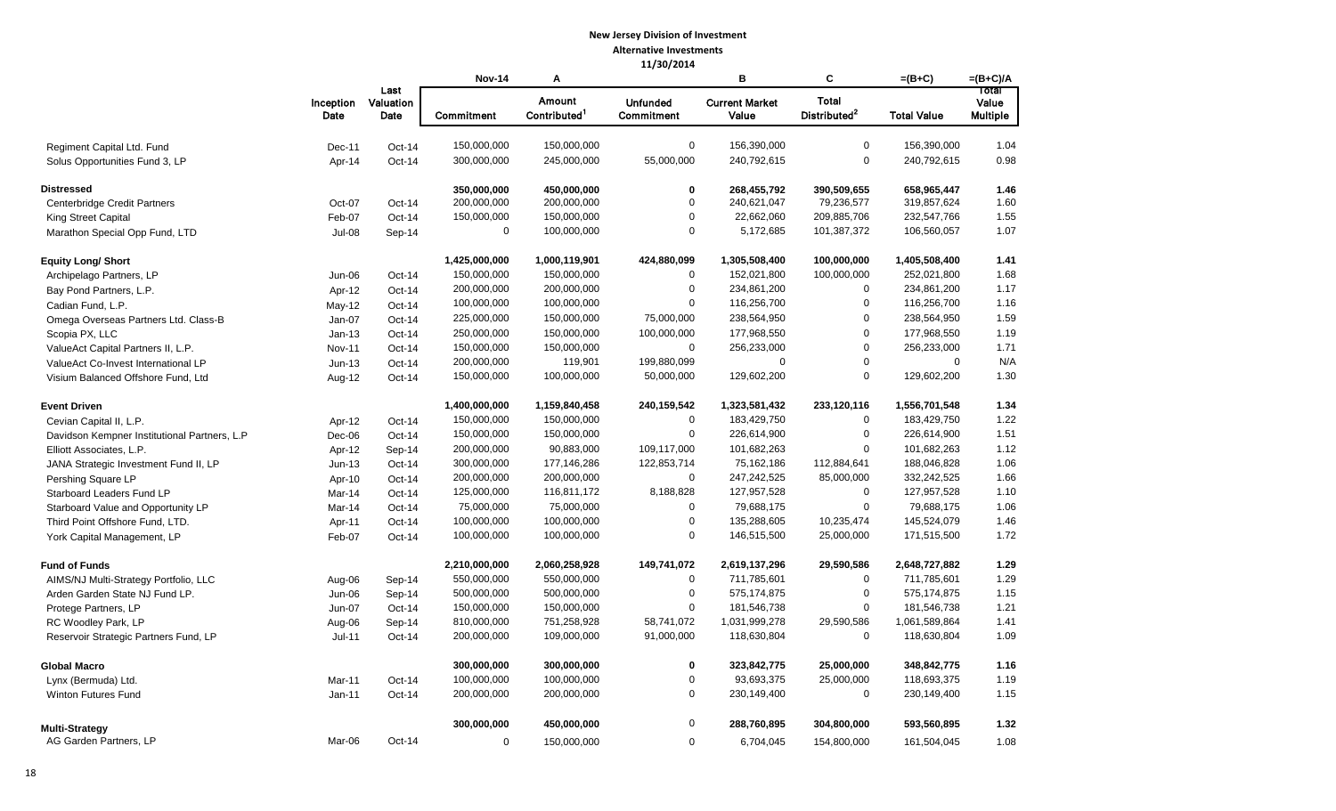**New Jersey Division of Investment**
**Alternative Investments**
**11/30/2014**

| | Inception Date | Last Valuation Date | Nov-14 Commitment | A Amount Contributed[1] | Unfunded Commitment | B Current Market Value | C Total Distributed[2] | =(B+C) Total Value | =(B+C)/A Total Value Multiple |
|---|---|---|---|---|---|---|---|---|---|
| Regiment Capital Ltd. Fund | Dec-11 | Oct-14 | 150,000,000 | 150,000,000 | 0 | 156,390,000 | 0 | 156,390,000 | 1.04 |
| Solus Opportunities Fund 3, LP | Apr-14 | Oct-14 | 300,000,000 | 245,000,000 | 55,000,000 | 240,792,615 | 0 | 240,792,615 | 0.98 |
| **Distressed** | | | **350,000,000** | **450,000,000** | **0** | **268,455,792** | **390,509,655** | **658,965,447** | **1.46** |
| Centerbridge Credit Partners | Oct-07 | Oct-14 | 200,000,000 | 200,000,000 | 0 | 240,621,047 | 79,236,577 | 319,857,624 | 1.60 |
| King Street Capital | Feb-07 | Oct-14 | 150,000,000 | 150,000,000 | 0 | 22,662,060 | 209,885,706 | 232,547,766 | 1.55 |
| Marathon Special Opp Fund, LTD | Jul-08 | Sep-14 | 0 | 100,000,000 | 0 | 5,172,685 | 101,387,372 | 106,560,057 | 1.07 |
| **Equity Long/ Short** | | | **1,425,000,000** | **1,000,119,901** | **424,880,099** | **1,305,508,400** | **100,000,000** | **1,405,508,400** | **1.41** |
| Archipelago Partners, LP | Jun-06 | Oct-14 | 150,000,000 | 150,000,000 | 0 | 152,021,800 | 100,000,000 | 252,021,800 | 1.68 |
| Bay Pond Partners, L.P. | Apr-12 | Oct-14 | 200,000,000 | 200,000,000 | 0 | 234,861,200 | 0 | 234,861,200 | 1.17 |
| Cadian Fund, L.P. | May-12 | Oct-14 | 100,000,000 | 100,000,000 | 0 | 116,256,700 | 0 | 116,256,700 | 1.16 |
| Omega Overseas Partners Ltd. Class-B | Jan-07 | Oct-14 | 225,000,000 | 150,000,000 | 75,000,000 | 238,564,950 | 0 | 238,564,950 | 1.59 |
| Scopia PX, LLC | Jan-13 | Oct-14 | 250,000,000 | 150,000,000 | 100,000,000 | 177,968,550 | 0 | 177,968,550 | 1.19 |
| ValueAct Capital Partners II, L.P. | Nov-11 | Oct-14 | 150,000,000 | 150,000,000 | 0 | 256,233,000 | 0 | 256,233,000 | 1.71 |
| ValueAct Co-Invest International LP | Jun-13 | Oct-14 | 200,000,000 | 119,901 | 199,880,099 | 0 | 0 | 0 | N/A |
| Visium Balanced Offshore Fund, Ltd | Aug-12 | Oct-14 | 150,000,000 | 100,000,000 | 50,000,000 | 129,602,200 | 0 | 129,602,200 | 1.30 |
| **Event Driven** | | | **1,400,000,000** | **1,159,840,458** | **240,159,542** | **1,323,581,432** | **233,120,116** | **1,556,701,548** | **1.34** |
| Cevian Capital II, L.P. | Apr-12 | Oct-14 | 150,000,000 | 150,000,000 | 0 | 183,429,750 | 0 | 183,429,750 | 1.22 |
| Davidson Kempner Institutional Partners, L.P | Dec-06 | Oct-14 | 150,000,000 | 150,000,000 | 0 | 226,614,900 | 0 | 226,614,900 | 1.51 |
| Elliott Associates, L.P. | Apr-12 | Sep-14 | 200,000,000 | 90,883,000 | 109,117,000 | 101,682,263 | 0 | 101,682,263 | 1.12 |
| JANA Strategic Investment Fund II, LP | Jun-13 | Oct-14 | 300,000,000 | 177,146,286 | 122,853,714 | 75,162,186 | 112,884,641 | 188,046,828 | 1.06 |
| Pershing Square LP | Apr-10 | Oct-14 | 200,000,000 | 200,000,000 | 0 | 247,242,525 | 85,000,000 | 332,242,525 | 1.66 |
| Starboard Leaders Fund LP | Mar-14 | Oct-14 | 125,000,000 | 116,811,172 | 8,188,828 | 127,957,528 | 0 | 127,957,528 | 1.10 |
| Starboard Value and Opportunity LP | Mar-14 | Oct-14 | 75,000,000 | 75,000,000 | 0 | 79,688,175 | 0 | 79,688,175 | 1.06 |
| Third Point Offshore Fund, LTD. | Apr-11 | Oct-14 | 100,000,000 | 100,000,000 | 0 | 135,288,605 | 10,235,474 | 145,524,079 | 1.46 |
| York Capital Management, LP | Feb-07 | Oct-14 | 100,000,000 | 100,000,000 | 0 | 146,515,500 | 25,000,000 | 171,515,500 | 1.72 |
| **Fund of Funds** | | | **2,210,000,000** | **2,060,258,928** | **149,741,072** | **2,619,137,296** | **29,590,586** | **2,648,727,882** | **1.29** |
| AIMS/NJ Multi-Strategy Portfolio, LLC | Aug-06 | Sep-14 | 550,000,000 | 550,000,000 | 0 | 711,785,601 | 0 | 711,785,601 | 1.29 |
| Arden Garden State NJ Fund LP. | Jun-06 | Sep-14 | 500,000,000 | 500,000,000 | 0 | 575,174,875 | 0 | 575,174,875 | 1.15 |
| Protege Partners, LP | Jun-07 | Oct-14 | 150,000,000 | 150,000,000 | 0 | 181,546,738 | 0 | 181,546,738 | 1.21 |
| RC Woodley Park, LP | Aug-06 | Sep-14 | 810,000,000 | 751,258,928 | 58,741,072 | 1,031,999,278 | 29,590,586 | 1,061,589,864 | 1.41 |
| Reservoir Strategic Partners Fund, LP | Jul-11 | Oct-14 | 200,000,000 | 109,000,000 | 91,000,000 | 118,630,804 | 0 | 118,630,804 | 1.09 |
| **Global Macro** | | | **300,000,000** | **300,000,000** | **0** | **323,842,775** | **25,000,000** | **348,842,775** | **1.16** |
| Lynx (Bermuda) Ltd. | Mar-11 | Oct-14 | 100,000,000 | 100,000,000 | 0 | 93,693,375 | 25,000,000 | 118,693,375 | 1.19 |
| Winton Futures Fund | Jan-11 | Oct-14 | 200,000,000 | 200,000,000 | 0 | 230,149,400 | 0 | 230,149,400 | 1.15 |
| **Multi-Strategy** | | | **300,000,000** | **450,000,000** | 0 | **288,760,895** | **304,800,000** | **593,560,895** | **1.32** |
| AG Garden Partners, LP | Mar-06 | Oct-14 | 0 | 150,000,000 | 0 | 6,704,045 | 154,800,000 | 161,504,045 | 1.08 |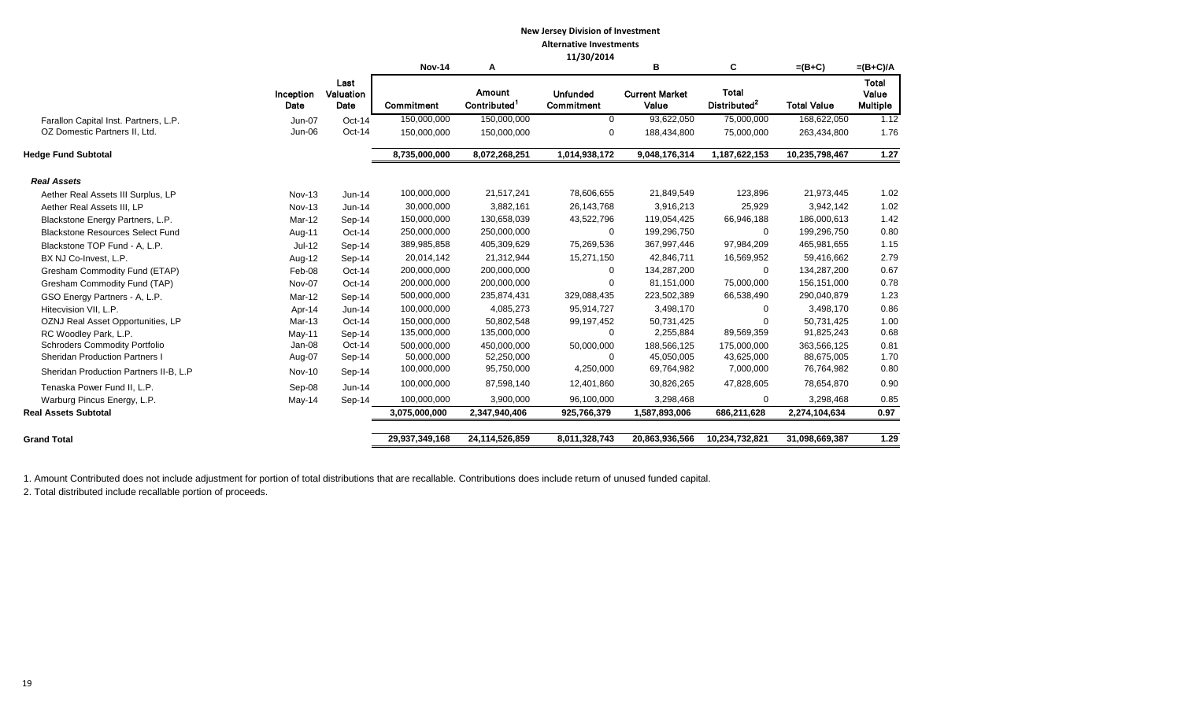**New Jersey Division of Investment**

**Alternative Investments**

**11/30/2014**

| | Inception Date | Last Valuation Date | Nov-14<br>Commitment | A<br>Amount Contributed[1] | Unfunded Commitment | B<br>Current Market Value | C<br>Total Distributed[2] | =(B+C)<br>Total Value | =(B+C)/A<br>Total Value Multiple |
|---|---|---|---|---|---|---|---|---|---|
| Farallon Capital Inst. Partners, L.P. | Jun-07 | Oct-14 | 150,000,000 | 150,000,000 | 0 | 93,622,050 | 75,000,000 | 168,622,050 | 1.12 |
| OZ Domestic Partners II, Ltd. | Jun-06 | Oct-14 | 150,000,000 | 150,000,000 | 0 | 188,434,800 | 75,000,000 | 263,434,800 | 1.76 |
| **Hedge Fund Subtotal** | | | **8,735,000,000** | **8,072,268,251** | **1,014,938,172** | **9,048,176,314** | **1,187,622,153** | **10,235,798,467** | **1.27** |
| ***Real Assets*** | | | | | | | | | |
| Aether Real Assets III Surplus, LP | Nov-13 | Jun-14 | 100,000,000 | 21,517,241 | 78,606,655 | 21,849,549 | 123,896 | 21,973,445 | 1.02 |
| Aether Real Assets III, LP | Nov-13 | Jun-14 | 30,000,000 | 3,882,161 | 26,143,768 | 3,916,213 | 25,929 | 3,942,142 | 1.02 |
| Blackstone Energy Partners, L.P. | Mar-12 | Sep-14 | 150,000,000 | 130,658,039 | 43,522,796 | 119,054,425 | 66,946,188 | 186,000,613 | 1.42 |
| Blackstone Resources Select Fund | Aug-11 | Oct-14 | 250,000,000 | 250,000,000 | 0 | 199,296,750 | 0 | 199,296,750 | 0.80 |
| Blackstone TOP Fund - A, L.P. | Jul-12 | Sep-14 | 389,985,858 | 405,309,629 | 75,269,536 | 367,997,446 | 97,984,209 | 465,981,655 | 1.15 |
| BX NJ Co-Invest, L.P. | Aug-12 | Sep-14 | 20,014,142 | 21,312,944 | 15,271,150 | 42,846,711 | 16,569,952 | 59,416,662 | 2.79 |
| Gresham Commodity Fund (ETAP) | Feb-08 | Oct-14 | 200,000,000 | 200,000,000 | 0 | 134,287,200 | 0 | 134,287,200 | 0.67 |
| Gresham Commodity Fund (TAP) | Nov-07 | Oct-14 | 200,000,000 | 200,000,000 | 0 | 81,151,000 | 75,000,000 | 156,151,000 | 0.78 |
| GSO Energy Partners - A, L.P. | Mar-12 | Sep-14 | 500,000,000 | 235,874,431 | 329,088,435 | 223,502,389 | 66,538,490 | 290,040,879 | 1.23 |
| Hitecvision VII, L.P. | Apr-14 | Jun-14 | 100,000,000 | 4,085,273 | 95,914,727 | 3,498,170 | 0 | 3,498,170 | 0.86 |
| OZNJ Real Asset Opportunities, LP | Mar-13 | Oct-14 | 150,000,000 | 50,802,548 | 99,197,452 | 50,731,425 | 0 | 50,731,425 | 1.00 |
| RC Woodley Park, L.P. | May-11 | Sep-14 | 135,000,000 | 135,000,000 | 0 | 2,255,884 | 89,569,359 | 91,825,243 | 0.68 |
| Schroders Commodity Portfolio | Jan-08 | Oct-14 | 500,000,000 | 450,000,000 | 50,000,000 | 188,566,125 | 175,000,000 | 363,566,125 | 0.81 |
| Sheridan Production Partners I | Aug-07 | Sep-14 | 50,000,000 | 52,250,000 | 0 | 45,050,005 | 43,625,000 | 88,675,005 | 1.70 |
| Sheridan Production Partners II-B, L.P | Nov-10 | Sep-14 | 100,000,000 | 95,750,000 | 4,250,000 | 69,764,982 | 7,000,000 | 76,764,982 | 0.80 |
| Tenaska Power Fund II, L.P. | Sep-08 | Jun-14 | 100,000,000 | 87,598,140 | 12,401,860 | 30,826,265 | 47,828,605 | 78,654,870 | 0.90 |
| Warburg Pincus Energy, L.P. | May-14 | Sep-14 | 100,000,000 | 3,900,000 | 96,100,000 | 3,298,468 | 0 | 3,298,468 | 0.85 |
| **Real Assets Subtotal** | | | **3,075,000,000** | **2,347,940,406** | **925,766,379** | **1,587,893,006** | **686,211,628** | **2,274,104,634** | **0.97** |
| **Grand Total** | | | **29,937,349,168** | **24,114,526,859** | **8,011,328,743** | **20,863,936,566** | **10,234,732,821** | **31,098,669,387** | **1.29** |

1. Amount Contributed does not include adjustment for portion of total distributions that are recallable. Contributions does include return of unused funded capital.

2. Total distributed include recallable portion of proceeds.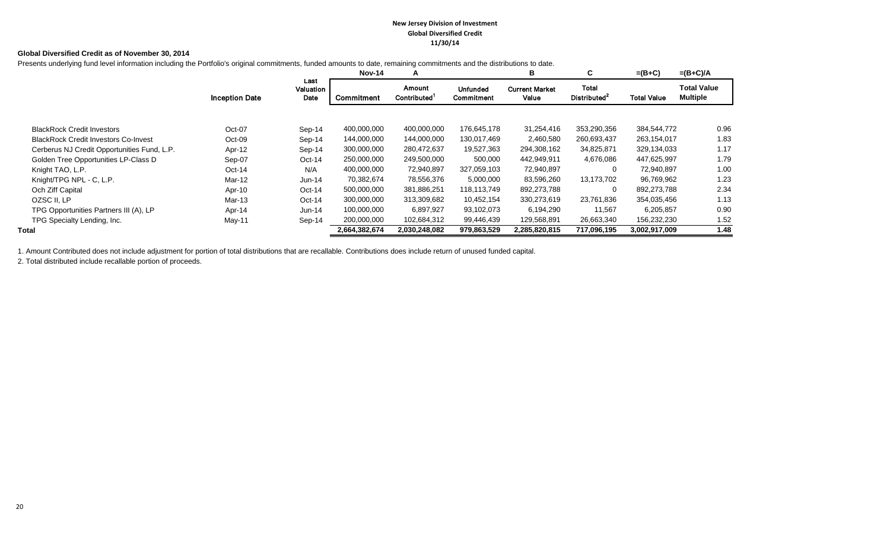**New Jersey Division of Investment**
**Global Diversified Credit**
**11/30/14**

**Global Diversified Credit as of November 30, 2014**

Presents underlying fund level information including the Portfolio's original commitments, funded amounts to date, remaining commitments and the distributions to date.

| | Inception Date | Last Valuation Date | Nov-14 Commitment | A Amount Contributed[1] | Unfunded Commitment | B Current Market Value | C Total Distributed[2] | =(B+C) Total Value | =(B+C)/A Total Value Multiple |
|---|---|---|---|---|---|---|---|---|---|
| BlackRock Credit Investors | Oct-07 | Sep-14 | 400,000,000 | 400,000,000 | 176,645,178 | 31,254,416 | 353,290,356 | 384,544,772 | 0.96 |
| BlackRock Credit Investors Co-Invest | Oct-09 | Sep-14 | 144,000,000 | 144,000,000 | 130,017,469 | 2,460,580 | 260,693,437 | 263,154,017 | 1.83 |
| Cerberus NJ Credit Opportunities Fund, L.P. | Apr-12 | Sep-14 | 300,000,000 | 280,472,637 | 19,527,363 | 294,308,162 | 34,825,871 | 329,134,033 | 1.17 |
| Golden Tree Opportunities LP-Class D | Sep-07 | Oct-14 | 250,000,000 | 249,500,000 | 500,000 | 442,949,911 | 4,676,086 | 447,625,997 | 1.79 |
| Knight TAO, L.P. | Oct-14 | N/A | 400,000,000 | 72,940,897 | 327,059,103 | 72,940,897 | 0 | 72,940,897 | 1.00 |
| Knight/TPG NPL - C, L.P. | Mar-12 | Jun-14 | 70,382,674 | 78,556,376 | 5,000,000 | 83,596,260 | 13,173,702 | 96,769,962 | 1.23 |
| Och Ziff Capital | Apr-10 | Oct-14 | 500,000,000 | 381,886,251 | 118,113,749 | 892,273,788 | 0 | 892,273,788 | 2.34 |
| OZSC II, LP | Mar-13 | Oct-14 | 300,000,000 | 313,309,682 | 10,452,154 | 330,273,619 | 23,761,836 | 354,035,456 | 1.13 |
| TPG Opportunities Partners III (A), LP | Apr-14 | Jun-14 | 100,000,000 | 6,897,927 | 93,102,073 | 6,194,290 | 11,567 | 6,205,857 | 0.90 |
| TPG Specialty Lending, Inc. | May-11 | Sep-14 | 200,000,000 | 102,684,312 | 99,446,439 | 129,568,891 | 26,663,340 | 156,232,230 | 1.52 |
| **Total** | | | **2,664,382,674** | **2,030,248,082** | **979,863,529** | **2,285,820,815** | **717,096,195** | **3,002,917,009** | **1.48** |

1. Amount Contributed does not include adjustment for portion of total distributions that are recallable. Contributions does include return of unused funded capital.
2. Total distributed include recallable portion of proceeds.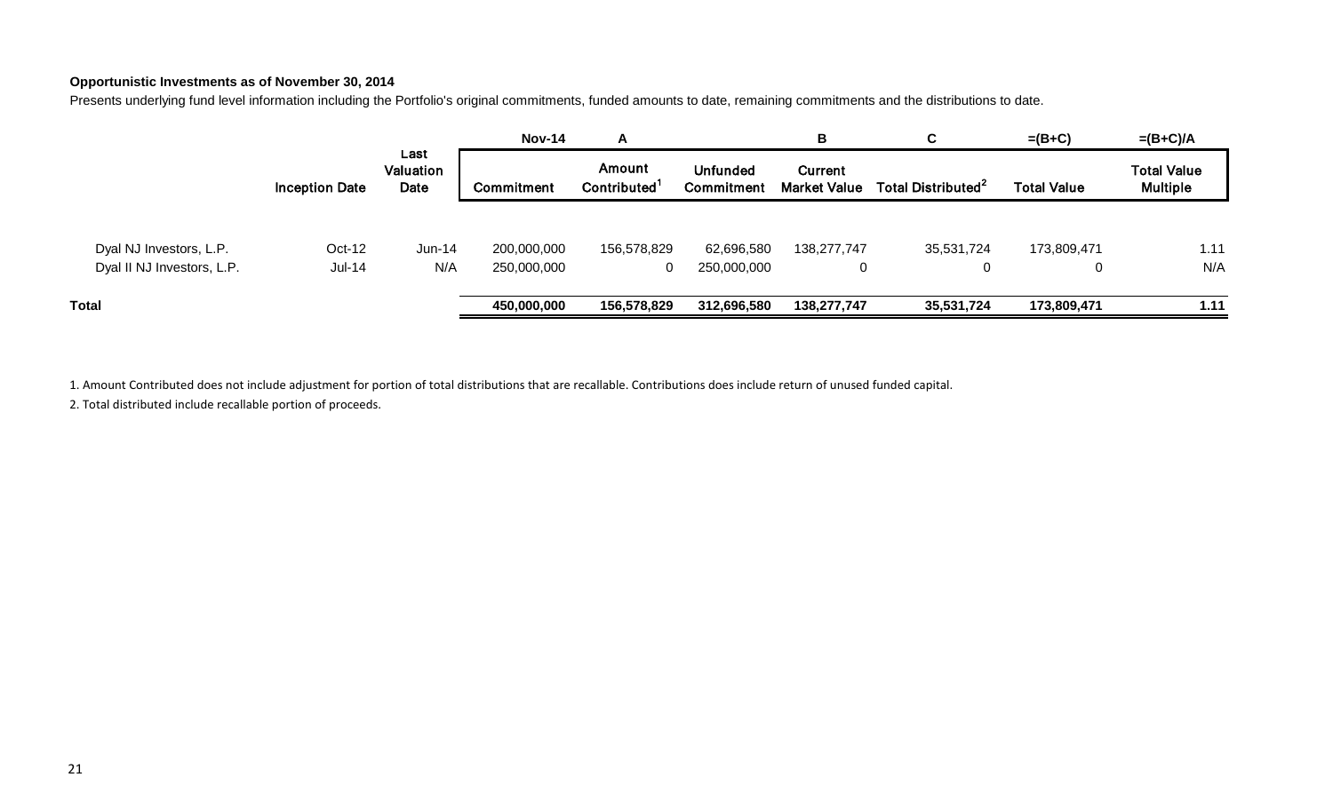**Opportunistic Investments as of November 30, 2014**

Presents underlying fund level information including the Portfolio's original commitments, funded amounts to date, remaining commitments and the distributions to date.

| | | | Nov-14 | A | | B | C | =(B+C) | =(B+C)/A |
|---|---|---|---|---|---|---|---|---|---|
| | Inception Date | Last Valuation Date | Commitment | Amount Contributed[1] | Unfunded Commitment | Current Market Value | Total Distributed[2] | Total Value | Total Value Multiple |
| Dyal NJ Investors, L.P. | Oct-12 | Jun-14 | 200,000,000 | 156,578,829 | 62,696,580 | 138,277,747 | 35,531,724 | 173,809,471 | 1.11 |
| Dyal II NJ Investors, L.P. | Jul-14 | N/A | 250,000,000 | 0 | 250,000,000 | 0 | 0 | 0 | N/A |
| **Total** | | | **450,000,000** | **156,578,829** | **312,696,580** | **138,277,747** | **35,531,724** | **173,809,471** | **1.11** |

1. Amount Contributed does not include adjustment for portion of total distributions that are recallable. Contributions does include return of unused funded capital.

2. Total distributed include recallable portion of proceeds.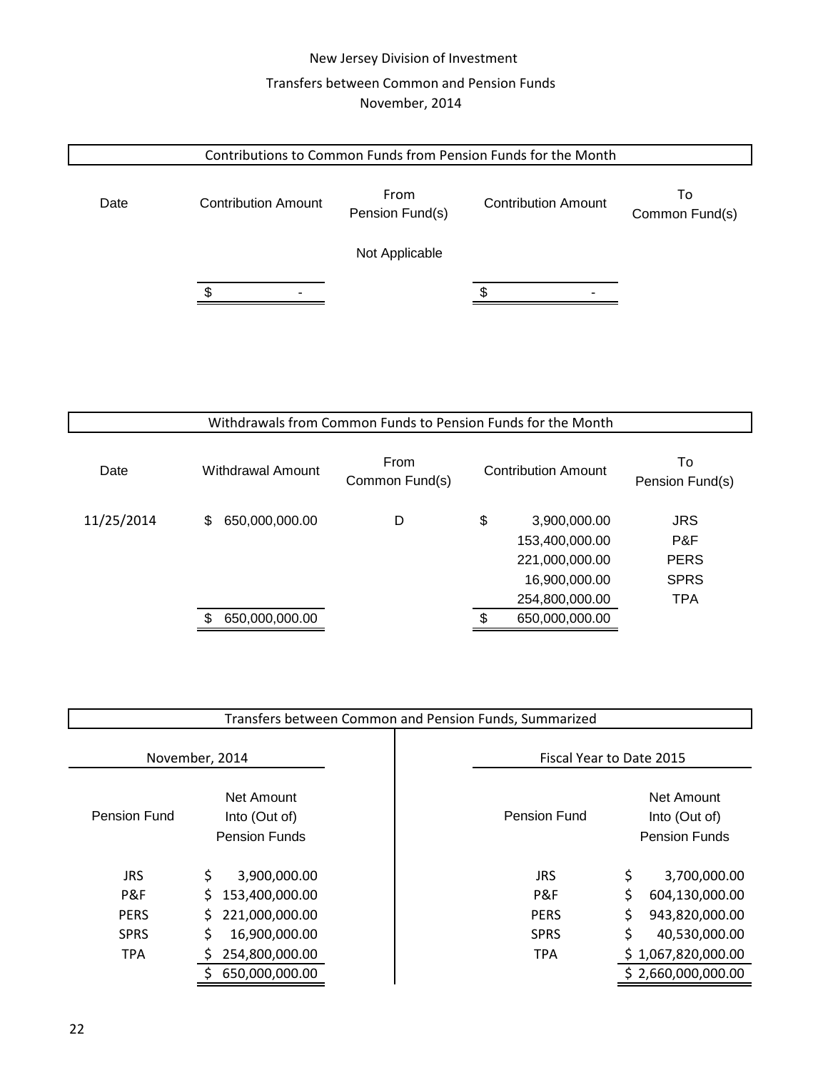New Jersey Division of Investment

Transfers between Common and Pension Funds

November, 2014

| Contributions to Common Funds from Pension Funds for the Month | | | | |
|---|---|---|---|---|
| Date | Contribution Amount | From Pension Fund(s) | Contribution Amount | To Common Fund(s) |
| | | Not Applicable | | |
| | $ - | | $ - | |

| Withdrawals from Common Funds to Pension Funds for the Month | | | | |
|---|---|---|---|---|
| Date | Withdrawal Amount | From Common Fund(s) | Contribution Amount | To Pension Fund(s) |
| 11/25/2014 | $ 650,000,000.00 | D | $ 3,900,000.00 | JRS |
| | | | 153,400,000.00 | P&F |
| | | | 221,000,000.00 | PERS |
| | | | 16,900,000.00 | SPRS |
| | | | 254,800,000.00 | TPA |
| | $ 650,000,000.00 | | $ 650,000,000.00 | |

| Transfers between Common and Pension Funds, Summarized | | | |
|---|---|---|---|
| November, 2014 | | Fiscal Year to Date 2015 | |
| Pension Fund | Net Amount Into (Out of) Pension Funds | Pension Fund | Net Amount Into (Out of) Pension Funds |
| JRS | $ 3,900,000.00 | JRS | $ 3,700,000.00 |
| P&F | $ 153,400,000.00 | P&F | $ 604,130,000.00 |
| PERS | $ 221,000,000.00 | PERS | $ 943,820,000.00 |
| SPRS | $ 16,900,000.00 | SPRS | $ 40,530,000.00 |
| TPA | $ 254,800,000.00 | TPA | $ 1,067,820,000.00 |
| | $ 650,000,000.00 | | $ 2,660,000,000.00 |